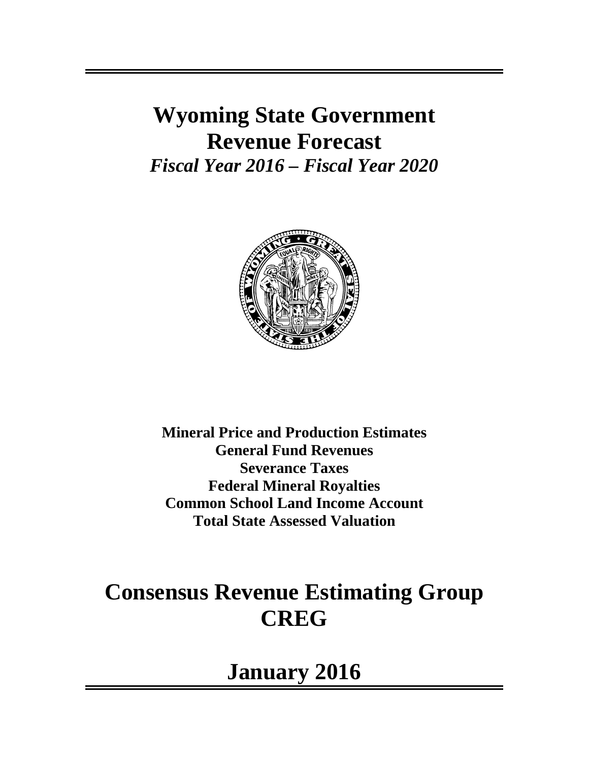# Wyoming State Government Revenue Forecast

*Fiscal Year 2016 – Fiscal Year 2020*

**Mineral Price and Production Estimates**
**General Fund Revenues**
**Severance Taxes**
**Federal Mineral Royalties**
**Common School Land Income Account**
**Total State Assessed Valuation**

# Consensus Revenue Estimating Group CREG

## January 2016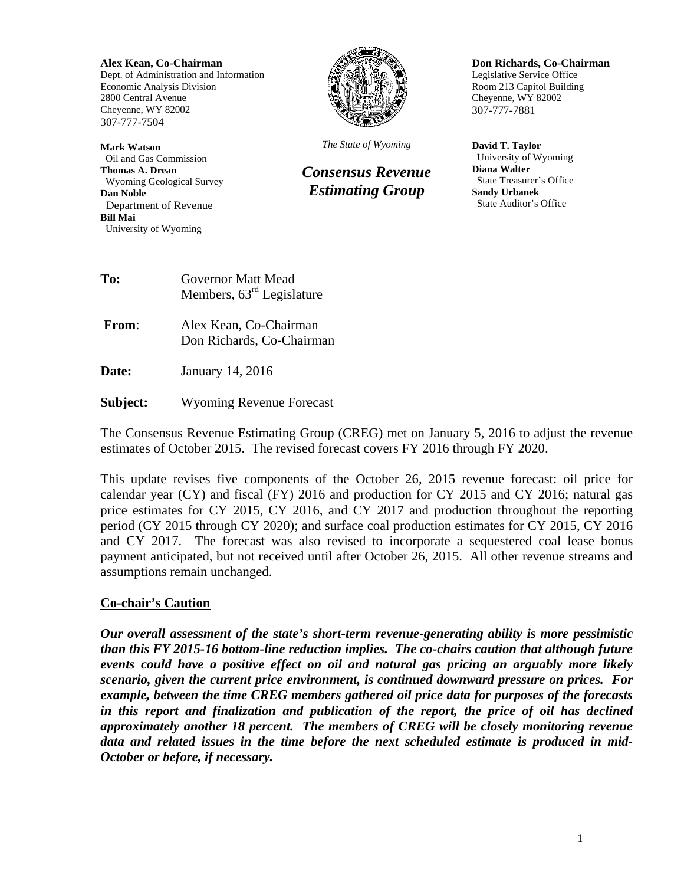**Alex Kean, Co-Chairman**
Dept. of Administration and Information
Economic Analysis Division
2800 Central Avenue
Cheyenne, WY 82002
307-777-7504

**Mark Watson**
Oil and Gas Commission
**Thomas A. Drean**
Wyoming Geological Survey
**Dan Noble**
Department of Revenue
**Bill Mai**
University of Wyoming

*The State of Wyoming*

## *Consensus Revenue Estimating Group*

**Don Richards, Co-Chairman**
Legislative Service Office
Room 213 Capitol Building
Cheyenne, WY 82002
307-777-7881

**David T. Taylor**
University of Wyoming
**Diana Walter**
State Treasurer's Office
**Sandy Urbanek**
State Auditor's Office

**To:** Governor Matt Mead
Members, 63rd Legislature

**From**: Alex Kean, Co-Chairman
Don Richards, Co-Chairman

**Date:** January 14, 2016

**Subject:** Wyoming Revenue Forecast

The Consensus Revenue Estimating Group (CREG) met on January 5, 2016 to adjust the revenue estimates of October 2015. The revised forecast covers FY 2016 through FY 2020.

This update revises five components of the October 26, 2015 revenue forecast: oil price for calendar year (CY) and fiscal (FY) 2016 and production for CY 2015 and CY 2016; natural gas price estimates for CY 2015, CY 2016, and CY 2017 and production throughout the reporting period (CY 2015 through CY 2020); and surface coal production estimates for CY 2015, CY 2016 and CY 2017. The forecast was also revised to incorporate a sequestered coal lease bonus payment anticipated, but not received until after October 26, 2015. All other revenue streams and assumptions remain unchanged.

**Co-chair's Caution**

***Our overall assessment of the state's short-term revenue-generating ability is more pessimistic than this FY 2015-16 bottom-line reduction implies. The co-chairs caution that although future events could have a positive effect on oil and natural gas pricing an arguably more likely scenario, given the current price environment, is continued downward pressure on prices. For example, between the time CREG members gathered oil price data for purposes of the forecasts in this report and finalization and publication of the report, the price of oil has declined approximately another 18 percent. The members of CREG will be closely monitoring revenue data and related issues in the time before the next scheduled estimate is produced in mid-October or before, if necessary.***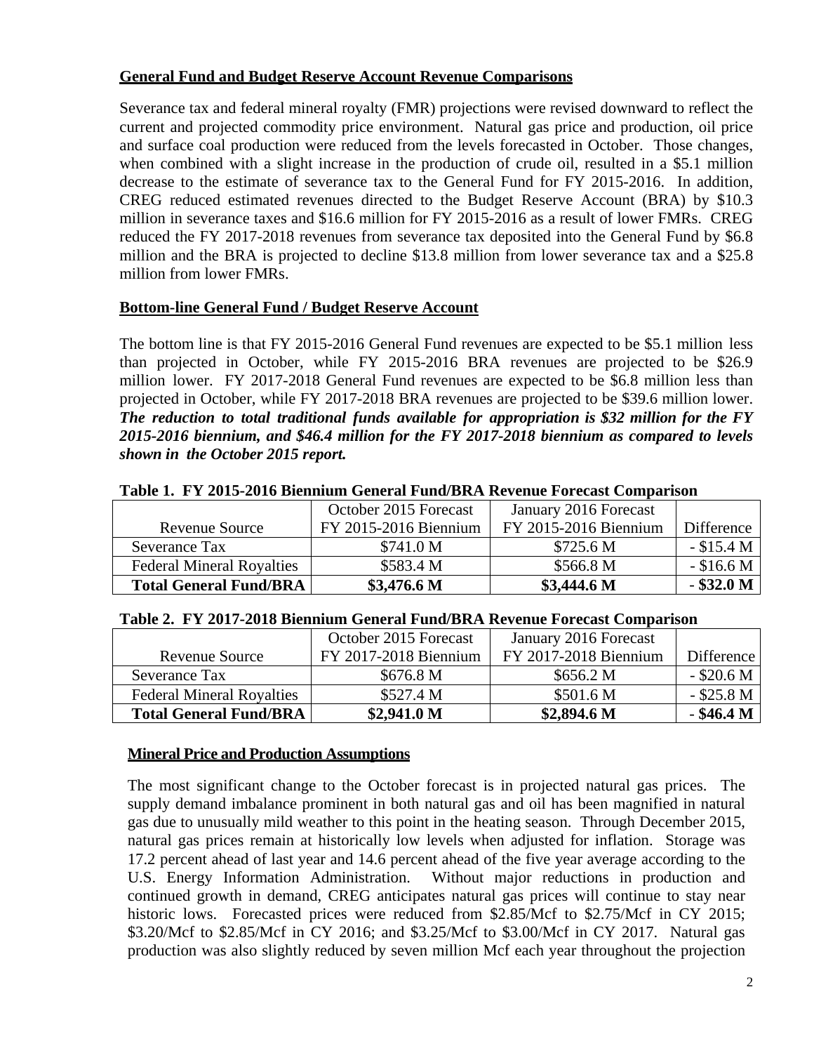## General Fund and Budget Reserve Account Revenue Comparisons

Severance tax and federal mineral royalty (FMR) projections were revised downward to reflect the current and projected commodity price environment. Natural gas price and production, oil price and surface coal production were reduced from the levels forecasted in October. Those changes, when combined with a slight increase in the production of crude oil, resulted in a $5.1 million decrease to the estimate of severance tax to the General Fund for FY 2015-2016. In addition, CREG reduced estimated revenues directed to the Budget Reserve Account (BRA) by $10.3 million in severance taxes and $16.6 million for FY 2015-2016 as a result of lower FMRs. CREG reduced the FY 2017-2018 revenues from severance tax deposited into the General Fund by $6.8 million and the BRA is projected to decline $13.8 million from lower severance tax and a $25.8 million from lower FMRs.

## Bottom-line General Fund / Budget Reserve Account

The bottom line is that FY 2015-2016 General Fund revenues are expected to be $5.1 million less than projected in October, while FY 2015-2016 BRA revenues are projected to be $26.9 million lower. FY 2017-2018 General Fund revenues are expected to be $6.8 million less than projected in October, while FY 2017-2018 BRA revenues are projected to be $39.6 million lower. ***The reduction to total traditional funds available for appropriation is $32 million for the FY 2015-2016 biennium, and $46.4 million for the FY 2017-2018 biennium as compared to levels shown in the October 2015 report.***

**Table 1. FY 2015-2016 Biennium General Fund/BRA Revenue Forecast Comparison**

| Revenue Source | October 2015 Forecast FY 2015-2016 Biennium | January 2016 Forecast FY 2015-2016 Biennium | Difference |
|---|---|---|---|
| Severance Tax | $741.0 M | $725.6 M | - $15.4 M |
| Federal Mineral Royalties | $583.4 M | $566.8 M | - $16.6 M |
| **Total General Fund/BRA** | **$3,476.6 M** | **$3,444.6 M** | **- $32.0 M** |

**Table 2. FY 2017-2018 Biennium General Fund/BRA Revenue Forecast Comparison**

| Revenue Source | October 2015 Forecast FY 2017-2018 Biennium | January 2016 Forecast FY 2017-2018 Biennium | Difference |
|---|---|---|---|
| Severance Tax | $676.8 M | $656.2 M | - $20.6 M |
| Federal Mineral Royalties | $527.4 M | $501.6 M | - $25.8 M |
| **Total General Fund/BRA** | **$2,941.0 M** | **$2,894.6 M** | **- $46.4 M** |

## Mineral Price and Production Assumptions

The most significant change to the October forecast is in projected natural gas prices. The supply demand imbalance prominent in both natural gas and oil has been magnified in natural gas due to unusually mild weather to this point in the heating season. Through December 2015, natural gas prices remain at historically low levels when adjusted for inflation. Storage was 17.2 percent ahead of last year and 14.6 percent ahead of the five year average according to the U.S. Energy Information Administration. Without major reductions in production and continued growth in demand, CREG anticipates natural gas prices will continue to stay near historic lows. Forecasted prices were reduced from $2.85/Mcf to $2.75/Mcf in CY 2015; $3.20/Mcf to $2.85/Mcf in CY 2016; and $3.25/Mcf to $3.00/Mcf in CY 2017. Natural gas production was also slightly reduced by seven million Mcf each year throughout the projection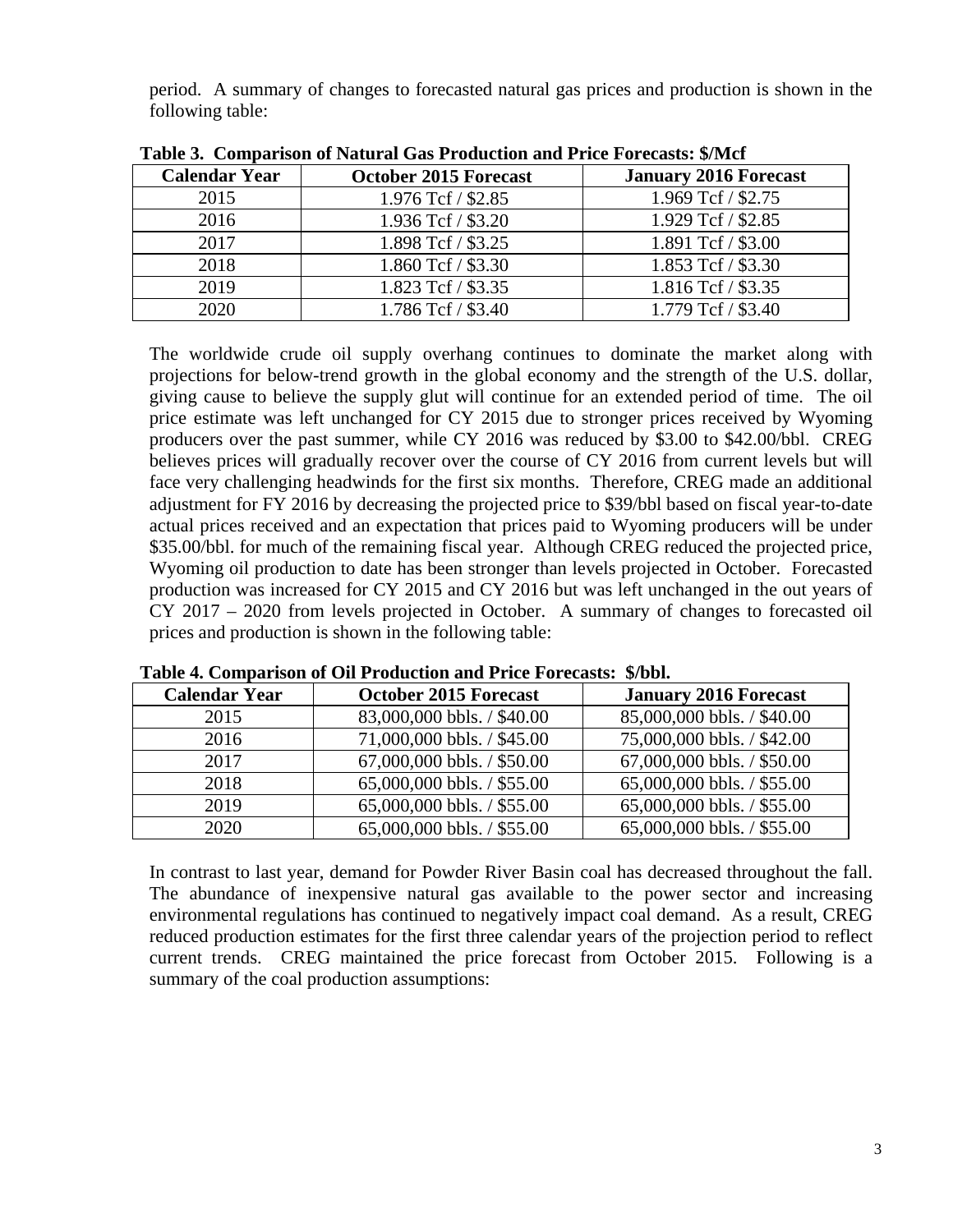period. A summary of changes to forecasted natural gas prices and production is shown in the following table:

**Table 3. Comparison of Natural Gas Production and Price Forecasts: $/Mcf**

| Calendar Year | October 2015 Forecast | January 2016 Forecast |
|---|---|---|
| 2015 | 1.976 Tcf / $2.85 | 1.969 Tcf / $2.75 |
| 2016 | 1.936 Tcf / $3.20 | 1.929 Tcf / $2.85 |
| 2017 | 1.898 Tcf / $3.25 | 1.891 Tcf / $3.00 |
| 2018 | 1.860 Tcf / $3.30 | 1.853 Tcf / $3.30 |
| 2019 | 1.823 Tcf / $3.35 | 1.816 Tcf / $3.35 |
| 2020 | 1.786 Tcf / $3.40 | 1.779 Tcf / $3.40 |

The worldwide crude oil supply overhang continues to dominate the market along with projections for below-trend growth in the global economy and the strength of the U.S. dollar, giving cause to believe the supply glut will continue for an extended period of time. The oil price estimate was left unchanged for CY 2015 due to stronger prices received by Wyoming producers over the past summer, while CY 2016 was reduced by $3.00 to $42.00/bbl. CREG believes prices will gradually recover over the course of CY 2016 from current levels but will face very challenging headwinds for the first six months. Therefore, CREG made an additional adjustment for FY 2016 by decreasing the projected price to $39/bbl based on fiscal year-to-date actual prices received and an expectation that prices paid to Wyoming producers will be under $35.00/bbl. for much of the remaining fiscal year. Although CREG reduced the projected price, Wyoming oil production to date has been stronger than levels projected in October. Forecasted production was increased for CY 2015 and CY 2016 but was left unchanged in the out years of CY 2017 – 2020 from levels projected in October. A summary of changes to forecasted oil prices and production is shown in the following table:

**Table 4. Comparison of Oil Production and Price Forecasts: $/bbl.**

| Calendar Year | October 2015 Forecast | January 2016 Forecast |
|---|---|---|
| 2015 | 83,000,000 bbls. / $40.00 | 85,000,000 bbls. / $40.00 |
| 2016 | 71,000,000 bbls. / $45.00 | 75,000,000 bbls. / $42.00 |
| 2017 | 67,000,000 bbls. / $50.00 | 67,000,000 bbls. / $50.00 |
| 2018 | 65,000,000 bbls. / $55.00 | 65,000,000 bbls. / $55.00 |
| 2019 | 65,000,000 bbls. / $55.00 | 65,000,000 bbls. / $55.00 |
| 2020 | 65,000,000 bbls. / $55.00 | 65,000,000 bbls. / $55.00 |

In contrast to last year, demand for Powder River Basin coal has decreased throughout the fall. The abundance of inexpensive natural gas available to the power sector and increasing environmental regulations has continued to negatively impact coal demand. As a result, CREG reduced production estimates for the first three calendar years of the projection period to reflect current trends. CREG maintained the price forecast from October 2015. Following is a summary of the coal production assumptions: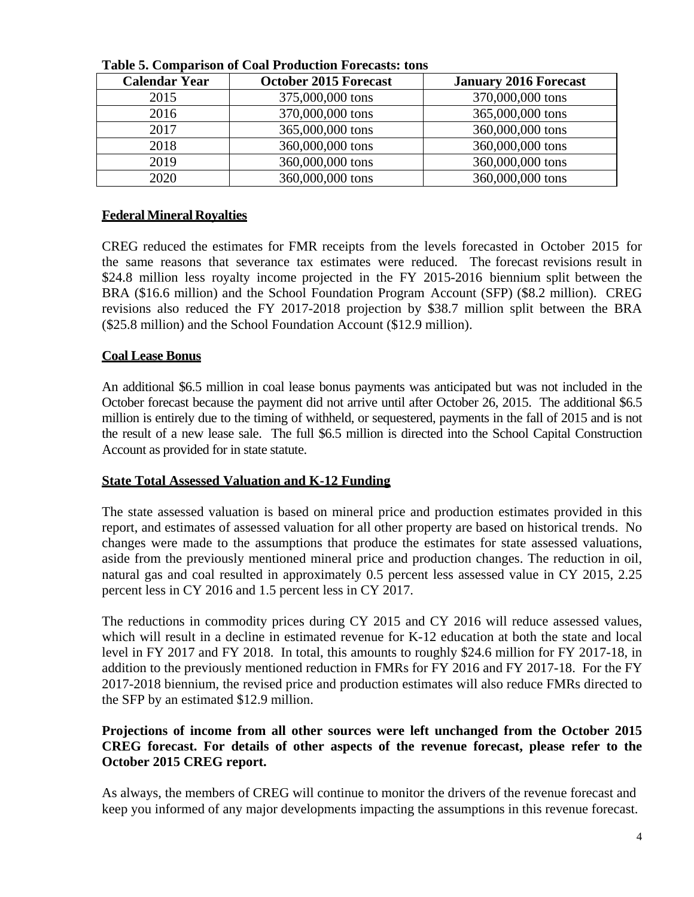**Table 5. Comparison of Coal Production Forecasts: tons**

| Calendar Year | October 2015 Forecast | January 2016 Forecast |
|---|---|---|
| 2015 | 375,000,000 tons | 370,000,000 tons |
| 2016 | 370,000,000 tons | 365,000,000 tons |
| 2017 | 365,000,000 tons | 360,000,000 tons |
| 2018 | 360,000,000 tons | 360,000,000 tons |
| 2019 | 360,000,000 tons | 360,000,000 tons |
| 2020 | 360,000,000 tons | 360,000,000 tons |

**Federal Mineral Royalties**

CREG reduced the estimates for FMR receipts from the levels forecasted in October 2015 for the same reasons that severance tax estimates were reduced. The forecast revisions result in $24.8 million less royalty income projected in the FY 2015-2016 biennium split between the BRA ($16.6 million) and the School Foundation Program Account (SFP) ($8.2 million). CREG revisions also reduced the FY 2017-2018 projection by $38.7 million split between the BRA ($25.8 million) and the School Foundation Account ($12.9 million).

**Coal Lease Bonus**

An additional $6.5 million in coal lease bonus payments was anticipated but was not included in the October forecast because the payment did not arrive until after October 26, 2015. The additional $6.5 million is entirely due to the timing of withheld, or sequestered, payments in the fall of 2015 and is not the result of a new lease sale. The full $6.5 million is directed into the School Capital Construction Account as provided for in state statute.

**State Total Assessed Valuation and K-12 Funding**

The state assessed valuation is based on mineral price and production estimates provided in this report, and estimates of assessed valuation for all other property are based on historical trends. No changes were made to the assumptions that produce the estimates for state assessed valuations, aside from the previously mentioned mineral price and production changes. The reduction in oil, natural gas and coal resulted in approximately 0.5 percent less assessed value in CY 2015, 2.25 percent less in CY 2016 and 1.5 percent less in CY 2017.

The reductions in commodity prices during CY 2015 and CY 2016 will reduce assessed values, which will result in a decline in estimated revenue for K-12 education at both the state and local level in FY 2017 and FY 2018. In total, this amounts to roughly $24.6 million for FY 2017-18, in addition to the previously mentioned reduction in FMRs for FY 2016 and FY 2017-18. For the FY 2017-2018 biennium, the revised price and production estimates will also reduce FMRs directed to the SFP by an estimated $12.9 million.

**Projections of income from all other sources were left unchanged from the October 2015 CREG forecast. For details of other aspects of the revenue forecast, please refer to the October 2015 CREG report.**

As always, the members of CREG will continue to monitor the drivers of the revenue forecast and keep you informed of any major developments impacting the assumptions in this revenue forecast.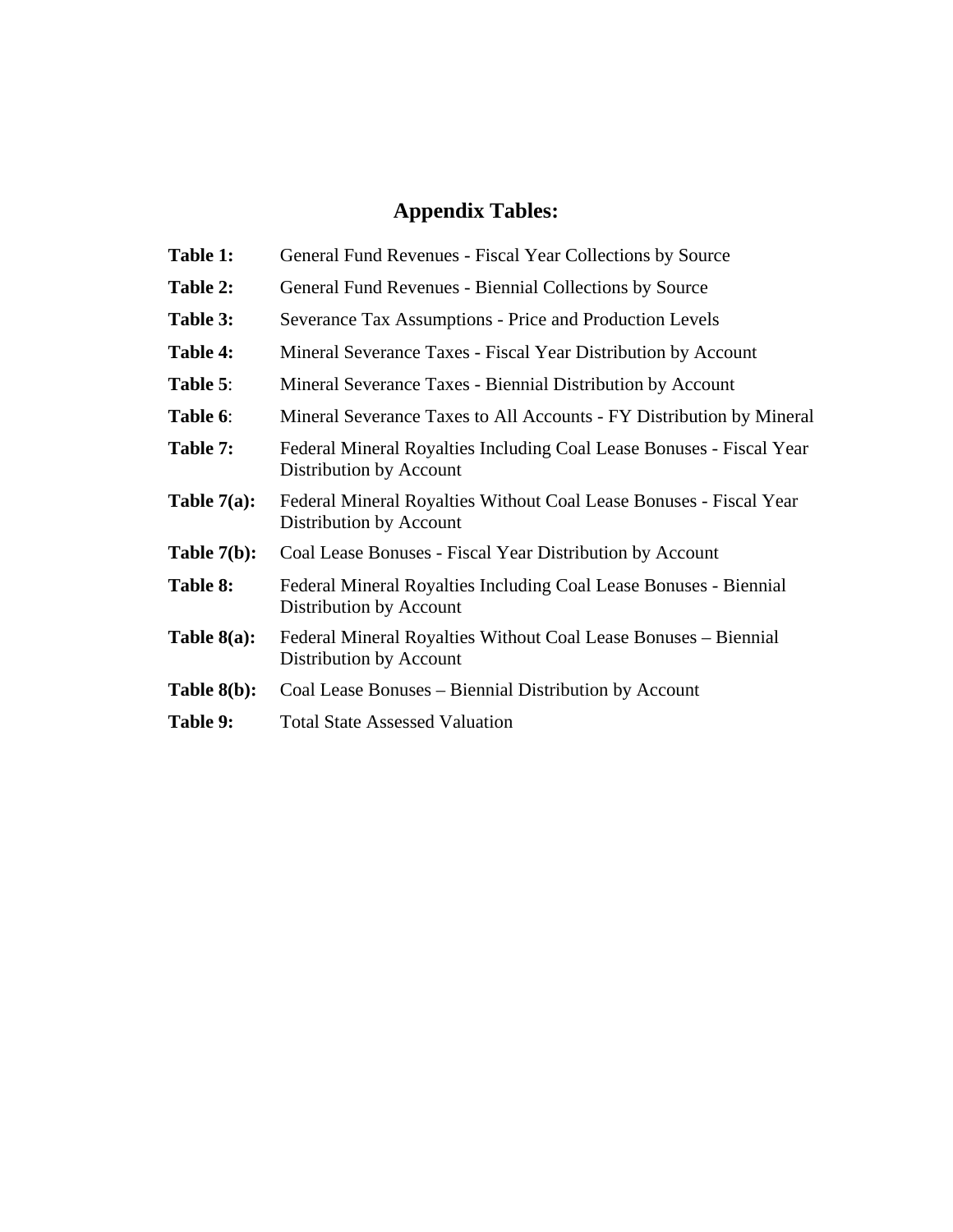## Appendix Tables:

| | |
|---|---|
| **Table 1:** | General Fund Revenues - Fiscal Year Collections by Source |
| **Table 2:** | General Fund Revenues - Biennial Collections by Source |
| **Table 3:** | Severance Tax Assumptions - Price and Production Levels |
| **Table 4:** | Mineral Severance Taxes - Fiscal Year Distribution by Account |
| **Table 5**: | Mineral Severance Taxes - Biennial Distribution by Account |
| **Table 6**: | Mineral Severance Taxes to All Accounts - FY Distribution by Mineral |
| **Table 7:** | Federal Mineral Royalties Including Coal Lease Bonuses - Fiscal Year Distribution by Account |
| **Table 7(a):** | Federal Mineral Royalties Without Coal Lease Bonuses - Fiscal Year Distribution by Account |
| **Table 7(b):** | Coal Lease Bonuses - Fiscal Year Distribution by Account |
| **Table 8:** | Federal Mineral Royalties Including Coal Lease Bonuses - Biennial Distribution by Account |
| **Table 8(a):** | Federal Mineral Royalties Without Coal Lease Bonuses – Biennial Distribution by Account |
| **Table 8(b):** | Coal Lease Bonuses – Biennial Distribution by Account |
| **Table 9:** | Total State Assessed Valuation |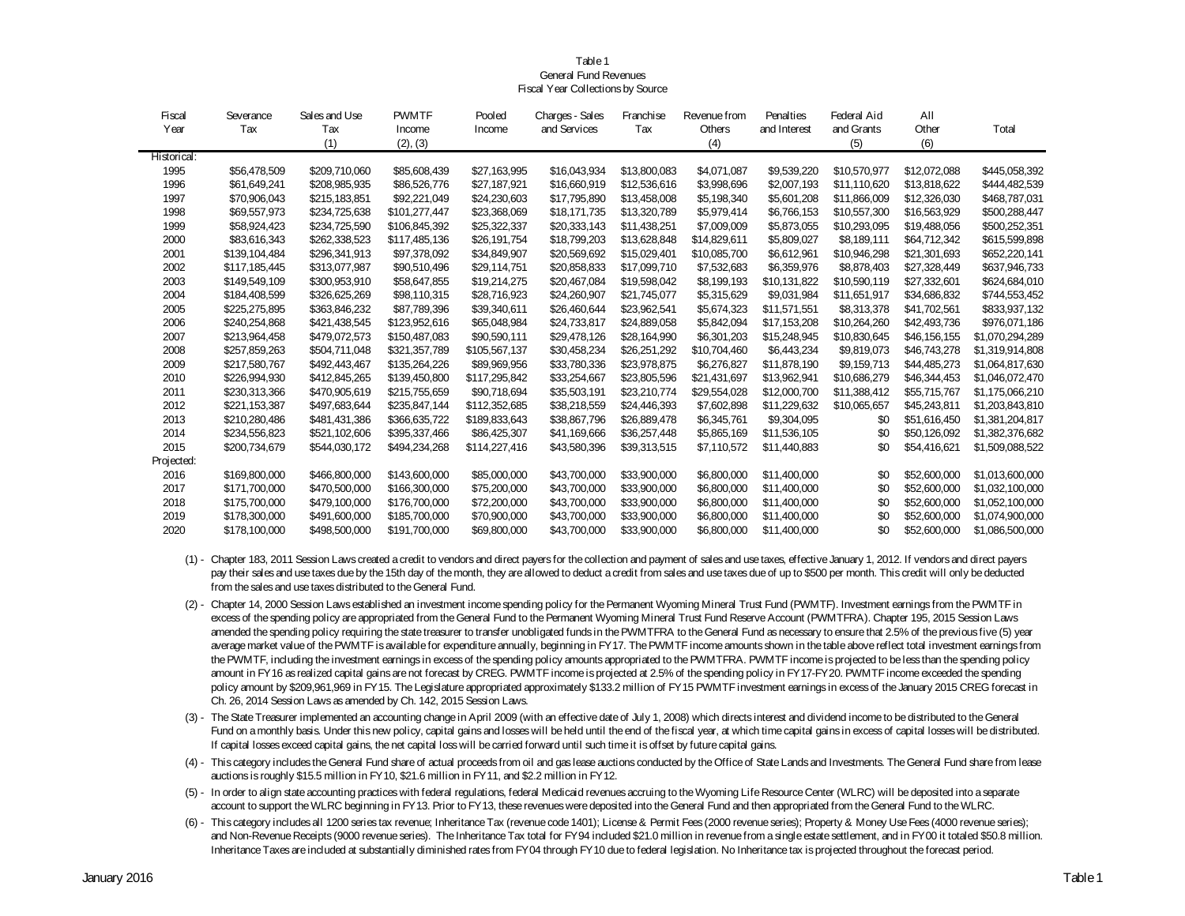Table 1
General Fund Revenues
Fiscal Year Collections by Source

| Fiscal Year | Severance Tax | Sales and Use Tax (1) | PWMTF Income (2), (3) | Pooled Income | Charges - Sales and Services | Franchise Tax | Revenue from Others (4) | Penalties and Interest | Federal Aid and Grants (5) | All Other (6) | Total |
|---|---|---|---|---|---|---|---|---|---|---|---|
| Historical: | | | | | | | | | | | |
| 1995 | $56,478,509 | $209,710,060 | $85,608,439 | $27,163,995 | $16,043,934 | $13,800,083 | $4,071,087 | $9,539,220 | $10,570,977 | $12,072,088 | $445,058,392 |
| 1996 | $61,649,241 | $208,985,935 | $86,526,776 | $27,187,921 | $16,660,919 | $12,536,616 | $3,998,696 | $2,007,193 | $11,110,620 | $13,818,622 | $444,482,539 |
| 1997 | $70,906,043 | $215,183,851 | $92,221,049 | $24,230,603 | $17,795,890 | $13,458,008 | $5,198,340 | $5,601,208 | $11,866,009 | $12,326,030 | $468,787,031 |
| 1998 | $69,557,973 | $234,725,638 | $101,277,447 | $23,368,069 | $18,171,735 | $13,320,789 | $5,979,414 | $6,766,153 | $10,557,300 | $16,563,929 | $500,288,447 |
| 1999 | $58,924,423 | $234,725,590 | $106,845,392 | $25,322,337 | $20,333,143 | $11,438,251 | $7,009,009 | $5,873,055 | $10,293,095 | $19,488,056 | $500,252,351 |
| 2000 | $83,616,343 | $262,338,523 | $117,485,136 | $26,191,754 | $18,799,203 | $13,628,848 | $14,829,611 | $5,809,027 | $8,189,111 | $64,712,342 | $615,599,898 |
| 2001 | $139,104,484 | $296,341,913 | $97,378,092 | $34,849,907 | $20,569,692 | $15,029,401 | $10,085,700 | $6,612,961 | $10,946,298 | $21,301,693 | $652,220,141 |
| 2002 | $117,185,445 | $313,077,987 | $90,510,496 | $29,114,751 | $20,858,833 | $17,099,710 | $7,532,683 | $6,359,976 | $8,878,403 | $27,328,449 | $637,946,733 |
| 2003 | $149,549,109 | $300,953,910 | $58,647,855 | $19,214,275 | $20,467,084 | $19,598,042 | $8,199,193 | $10,131,822 | $10,590,119 | $27,332,601 | $624,684,010 |
| 2004 | $184,408,599 | $326,625,269 | $98,110,315 | $28,716,923 | $24,260,907 | $21,745,077 | $5,315,629 | $9,031,984 | $11,651,917 | $34,686,832 | $744,553,452 |
| 2005 | $225,275,895 | $363,846,232 | $87,789,396 | $39,340,611 | $26,460,644 | $23,962,541 | $5,674,323 | $11,571,551 | $8,313,378 | $41,702,561 | $833,937,132 |
| 2006 | $240,254,868 | $421,438,545 | $123,952,616 | $65,048,984 | $24,733,817 | $24,889,058 | $5,842,094 | $17,153,208 | $10,264,260 | $42,493,736 | $976,071,186 |
| 2007 | $213,964,458 | $479,072,573 | $150,487,083 | $90,590,111 | $29,478,126 | $28,164,990 | $6,301,203 | $15,248,945 | $10,830,645 | $46,156,155 | $1,070,294,289 |
| 2008 | $257,859,263 | $504,711,048 | $321,357,789 | $105,567,137 | $30,458,234 | $26,251,292 | $10,704,460 | $6,443,234 | $9,819,073 | $46,743,278 | $1,319,914,808 |
| 2009 | $217,580,767 | $492,443,467 | $135,264,226 | $89,969,956 | $33,780,336 | $23,978,875 | $6,276,827 | $11,878,190 | $9,159,713 | $44,485,273 | $1,064,817,630 |
| 2010 | $226,994,930 | $412,845,265 | $139,450,800 | $117,295,842 | $33,254,667 | $23,805,596 | $21,431,697 | $13,962,941 | $10,686,279 | $46,344,453 | $1,046,072,470 |
| 2011 | $230,313,366 | $470,905,619 | $215,755,659 | $90,718,694 | $35,503,191 | $23,210,774 | $29,554,028 | $12,000,700 | $11,388,412 | $55,715,767 | $1,175,066,210 |
| 2012 | $221,153,387 | $497,683,644 | $235,847,144 | $112,352,685 | $38,218,559 | $24,446,393 | $7,602,898 | $11,229,632 | $10,065,657 | $45,243,811 | $1,203,843,810 |
| 2013 | $210,280,486 | $481,431,386 | $366,635,722 | $189,833,643 | $38,867,796 | $26,889,478 | $6,345,761 | $9,304,095 | $0 | $51,616,450 | $1,381,204,817 |
| 2014 | $234,556,823 | $521,102,606 | $395,337,466 | $86,425,307 | $41,169,666 | $36,257,448 | $5,865,169 | $11,536,105 | $0 | $50,126,092 | $1,382,376,682 |
| 2015 | $200,734,679 | $544,030,172 | $494,234,268 | $114,227,416 | $43,580,396 | $39,313,515 | $7,110,572 | $11,440,883 | $0 | $54,416,621 | $1,509,088,522 |
| Projected: | | | | | | | | | | | |
| 2016 | $169,800,000 | $466,800,000 | $143,600,000 | $85,000,000 | $43,700,000 | $33,900,000 | $6,800,000 | $11,400,000 | $0 | $52,600,000 | $1,013,600,000 |
| 2017 | $171,700,000 | $470,500,000 | $166,300,000 | $75,200,000 | $43,700,000 | $33,900,000 | $6,800,000 | $11,400,000 | $0 | $52,600,000 | $1,032,100,000 |
| 2018 | $175,700,000 | $479,100,000 | $176,700,000 | $72,200,000 | $43,700,000 | $33,900,000 | $6,800,000 | $11,400,000 | $0 | $52,600,000 | $1,052,100,000 |
| 2019 | $178,300,000 | $491,600,000 | $185,700,000 | $70,900,000 | $43,700,000 | $33,900,000 | $6,800,000 | $11,400,000 | $0 | $52,600,000 | $1,074,900,000 |
| 2020 | $178,100,000 | $498,500,000 | $191,700,000 | $69,800,000 | $43,700,000 | $33,900,000 | $6,800,000 | $11,400,000 | $0 | $52,600,000 | $1,086,500,000 |

(1) - Chapter 183, 2011 Session Laws created a credit to vendors and direct payers for the collection and payment of sales and use taxes, effective January 1, 2012. If vendors and direct payers pay their sales and use taxes due by the 15th day of the month, they are allowed to deduct a credit from sales and use taxes due of up to $500 per month. This credit will only be deducted from the sales and use taxes distributed to the General Fund.

(2) - Chapter 14, 2000 Session Laws established an investment income spending policy for the Permanent Wyoming Mineral Trust Fund (PWMTF). Investment earnings from the PWMTF in excess of the spending policy are appropriated from the General Fund to the Permanent Wyoming Mineral Trust Fund Reserve Account (PWMTFRA). Chapter 195, 2015 Session Laws amended the spending policy requiring the state treasurer to transfer unobligated funds in the PWMTFRA to the General Fund as necessary to ensure that 2.5% of the previous five (5) year average market value of the PWMTF is available for expenditure annually, beginning in FY17. The PWMTF income amounts shown in the table above reflect total investment earnings from the PWMTF, including the investment earnings in excess of the spending policy amounts appropriated to the PWMTFRA. PWMTF income is projected to be less than the spending policy amount in FY16 as realized capital gains are not forecast by CREG. PWMTF income is projected at 2.5% of the spending policy in FY17-FY20. PWMTF income exceeded the spending policy amount by $209,961,969 in FY15. The Legislature appropriated approximately $133.2 million of FY15 PWMTF investment earnings in excess of the January 2015 CREG forecast in Ch. 26, 2014 Session Laws as amended by Ch. 142, 2015 Session Laws.

(3) - The State Treasurer implemented an accounting change in April 2009 (with an effective date of July 1, 2008) which directs interest and dividend income to be distributed to the General Fund on a monthly basis. Under this new policy, capital gains and losses will be held until the end of the fiscal year, at which time capital gains in excess of capital losses will be distributed. If capital losses exceed capital gains, the net capital loss will be carried forward until such time it is offset by future capital gains.

(4) - This category includes the General Fund share of actual proceeds from oil and gas lease auctions conducted by the Office of State Lands and Investments. The General Fund share from lease auctions is roughly $15.5 million in FY10, $21.6 million in FY11, and $2.2 million in FY12.

(5) - In order to align state accounting practices with federal regulations, federal Medicaid revenues accruing to the Wyoming Life Resource Center (WLRC) will be deposited into a separate account to support the WLRC beginning in FY13. Prior to FY13, these revenues were deposited into the General Fund and then appropriated from the General Fund to the WLRC.

(6) - This category includes all 1200 series tax revenue; Inheritance Tax (revenue code 1401); License & Permit Fees (2000 revenue series); Property & Money Use Fees (4000 revenue series); and Non-Revenue Receipts (9000 revenue series). The Inheritance Tax total for FY94 included $21.0 million in revenue from a single estate settlement, and in FY00 it totaled $50.8 million. Inheritance Taxes are included at substantially diminished rates from FY04 through FY10 due to federal legislation. No Inheritance tax is projected throughout the forecast period.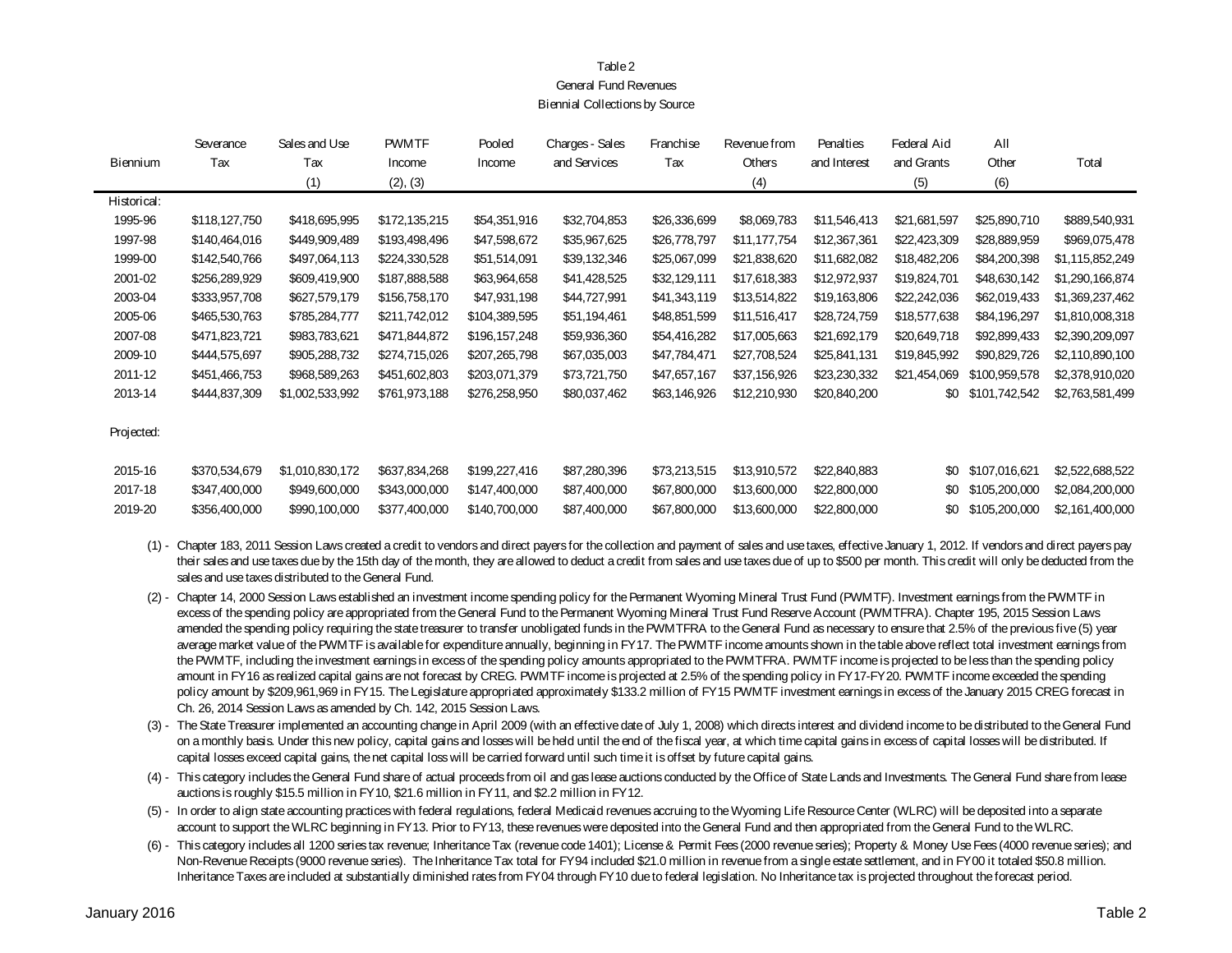Table 2
General Fund Revenues
Biennial Collections by Source

| Biennium | Severance Tax (1) | Sales and Use Tax | PWMTF Income (2), (3) | Pooled Income | Charges - Sales and Services | Franchise Tax | Revenue from Others (4) | Penalties and Interest | Federal Aid and Grants (5) | All Other (6) | Total |
|---|---|---|---|---|---|---|---|---|---|---|---|
| Historical: | | | | | | | | | | | |
| 1995-96 | $118,127,750 | $418,695,995 | $172,135,215 | $54,351,916 | $32,704,853 | $26,336,699 | $8,069,783 | $11,546,413 | $21,681,597 | $25,890,710 | $889,540,931 |
| 1997-98 | $140,464,016 | $449,909,489 | $193,498,496 | $47,598,672 | $35,967,625 | $26,778,797 | $11,177,754 | $12,367,361 | $22,423,309 | $28,889,959 | $969,075,478 |
| 1999-00 | $142,540,766 | $497,064,113 | $224,330,528 | $51,514,091 | $39,132,346 | $25,067,099 | $21,838,620 | $11,682,082 | $18,482,206 | $84,200,398 | $1,115,852,249 |
| 2001-02 | $256,289,929 | $609,419,900 | $187,888,588 | $63,964,658 | $41,428,525 | $32,129,111 | $17,618,383 | $12,972,937 | $19,824,701 | $48,630,142 | $1,290,166,874 |
| 2003-04 | $333,957,708 | $627,579,179 | $156,758,170 | $47,931,198 | $44,727,991 | $41,343,119 | $13,514,822 | $19,163,806 | $22,242,036 | $62,019,433 | $1,369,237,462 |
| 2005-06 | $465,530,763 | $785,284,777 | $211,742,012 | $104,389,595 | $51,194,461 | $48,851,599 | $11,516,417 | $28,724,759 | $18,577,638 | $84,196,297 | $1,810,008,318 |
| 2007-08 | $471,823,721 | $983,783,621 | $471,844,872 | $196,157,248 | $59,936,360 | $54,416,282 | $17,005,663 | $21,692,179 | $20,649,718 | $92,899,433 | $2,390,209,097 |
| 2009-10 | $444,575,697 | $905,288,732 | $274,715,026 | $207,265,798 | $67,035,003 | $47,784,471 | $27,708,524 | $25,841,131 | $19,845,992 | $90,829,726 | $2,110,890,100 |
| 2011-12 | $451,466,753 | $968,589,263 | $451,602,803 | $203,071,379 | $73,721,750 | $47,657,167 | $37,156,926 | $23,230,332 | $21,454,069 | $100,959,578 | $2,378,910,020 |
| 2013-14 | $444,837,309 | $1,002,533,992 | $761,973,188 | $276,258,950 | $80,037,462 | $63,146,926 | $12,210,930 | $20,840,200 | $0 | $101,742,542 | $2,763,581,499 |
| Projected: | | | | | | | | | | | |
| 2015-16 | $370,534,679 | $1,010,830,172 | $637,834,268 | $199,227,416 | $87,280,396 | $73,213,515 | $13,910,572 | $22,840,883 | $0 | $107,016,621 | $2,522,688,522 |
| 2017-18 | $347,400,000 | $949,600,000 | $343,000,000 | $147,400,000 | $87,400,000 | $67,800,000 | $13,600,000 | $22,800,000 | $0 | $105,200,000 | $2,084,200,000 |
| 2019-20 | $356,400,000 | $990,100,000 | $377,400,000 | $140,700,000 | $87,400,000 | $67,800,000 | $13,600,000 | $22,800,000 | $0 | $105,200,000 | $2,161,400,000 |

(1) - Chapter 183, 2011 Session Laws created a credit to vendors and direct payers for the collection and payment of sales and use taxes, effective January 1, 2012. If vendors and direct payers pay their sales and use taxes due by the 15th day of the month, they are allowed to deduct a credit from sales and use taxes due of up to $500 per month. This credit will only be deducted from the sales and use taxes distributed to the General Fund.

(2) - Chapter 14, 2000 Session Laws established an investment income spending policy for the Permanent Wyoming Mineral Trust Fund (PWMTF). Investment earnings from the PWMTF in excess of the spending policy are appropriated from the General Fund to the Permanent Wyoming Mineral Trust Fund Reserve Account (PWMTFRA). Chapter 195, 2015 Session Laws amended the spending policy requiring the state treasurer to transfer unobligated funds in the PWMTFRA to the General Fund as necessary to ensure that 2.5% of the previous five (5) year average market value of the PWMTF is available for expenditure annually, beginning in FY17. The PWMTF income amounts shown in the table above reflect total investment earnings from the PWMTF, including the investment earnings in excess of the spending policy amounts appropriated to the PWMTFRA. PWMTF income is projected to be less than the spending policy amount in FY16 as realized capital gains are not forecast by CREG. PWMTF income is projected at 2.5% of the spending policy in FY17-FY20. PWMTF income exceeded the spending policy amount by $209,961,969 in FY15. The Legislature appropriated approximately $133.2 million of FY15 PWMTF investment earnings in excess of the January 2015 CREG forecast in Ch. 26, 2014 Session Laws as amended by Ch. 142, 2015 Session Laws.

(3) - The State Treasurer implemented an accounting change in April 2009 (with an effective date of July 1, 2008) which directs interest and dividend income to be distributed to the General Fund on a monthly basis. Under this new policy, capital gains and losses will be held until the end of the fiscal year, at which time capital gains in excess of capital losses will be distributed. If capital losses exceed capital gains, the net capital loss will be carried forward until such time it is offset by future capital gains.

(4) - This category includes the General Fund share of actual proceeds from oil and gas lease auctions conducted by the Office of State Lands and Investments. The General Fund share from lease auctions is roughly $15.5 million in FY10, $21.6 million in FY11, and $2.2 million in FY12.

(5) - In order to align state accounting practices with federal regulations, federal Medicaid revenues accruing to the Wyoming Life Resource Center (WLRC) will be deposited into a separate account to support the WLRC beginning in FY13. Prior to FY13, these revenues were deposited into the General Fund and then appropriated from the General Fund to the WLRC.

(6) - This category includes all 1200 series tax revenue; Inheritance Tax (revenue code 1401); License & Permit Fees (2000 revenue series); Property & Money Use Fees (4000 revenue series); and Non-Revenue Receipts (9000 revenue series). The Inheritance Tax total for FY94 included $21.0 million in revenue from a single estate settlement, and in FY00 it totaled $50.8 million. Inheritance Taxes are included at substantially diminished rates from FY04 through FY10 due to federal legislation. No Inheritance tax is projected throughout the forecast period.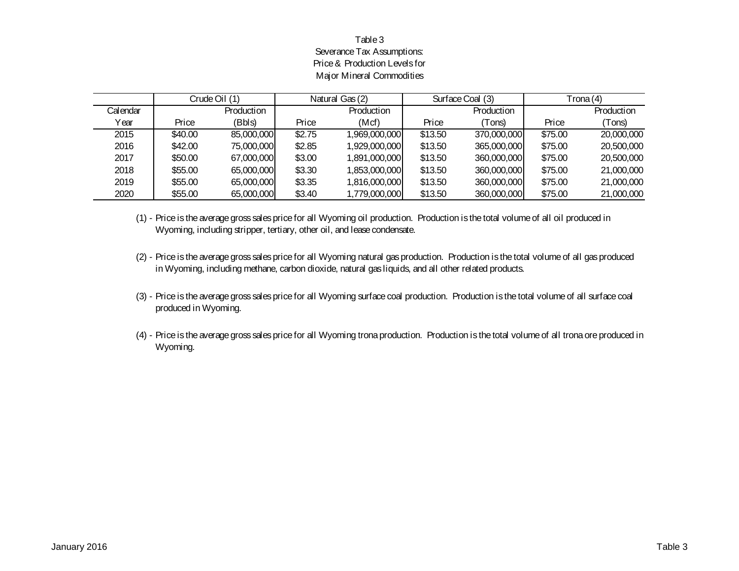Table 3
Severance Tax Assumptions:
Price & Production Levels for
Major Mineral Commodities

| | Crude Oil (1) | | Natural Gas (2) | | Surface Coal (3) | | Trona (4) | |
|---|---|---|---|---|---|---|---|---|
| Calendar Year | Price | Production (Bbls) | Price | Production (Mcf) | Price | Production (Tons) | Price | Production (Tons) |
| 2015 | $40.00 | 85,000,000 | $2.75 | 1,969,000,000 | $13.50 | 370,000,000 | $75.00 | 20,000,000 |
| 2016 | $42.00 | 75,000,000 | $2.85 | 1,929,000,000 | $13.50 | 365,000,000 | $75.00 | 20,500,000 |
| 2017 | $50.00 | 67,000,000 | $3.00 | 1,891,000,000 | $13.50 | 360,000,000 | $75.00 | 20,500,000 |
| 2018 | $55.00 | 65,000,000 | $3.30 | 1,853,000,000 | $13.50 | 360,000,000 | $75.00 | 21,000,000 |
| 2019 | $55.00 | 65,000,000 | $3.35 | 1,816,000,000 | $13.50 | 360,000,000 | $75.00 | 21,000,000 |
| 2020 | $55.00 | 65,000,000 | $3.40 | 1,779,000,000 | $13.50 | 360,000,000 | $75.00 | 21,000,000 |

(1) - Price is the average gross sales price for all Wyoming oil production. Production is the total volume of all oil produced in Wyoming, including stripper, tertiary, other oil, and lease condensate.

(2) - Price is the average gross sales price for all Wyoming natural gas production. Production is the total volume of all gas produced in Wyoming, including methane, carbon dioxide, natural gas liquids, and all other related products.

(3) - Price is the average gross sales price for all Wyoming surface coal production. Production is the total volume of all surface coal produced in Wyoming.

(4) - Price is the average gross sales price for all Wyoming trona production. Production is the total volume of all trona ore produced in Wyoming.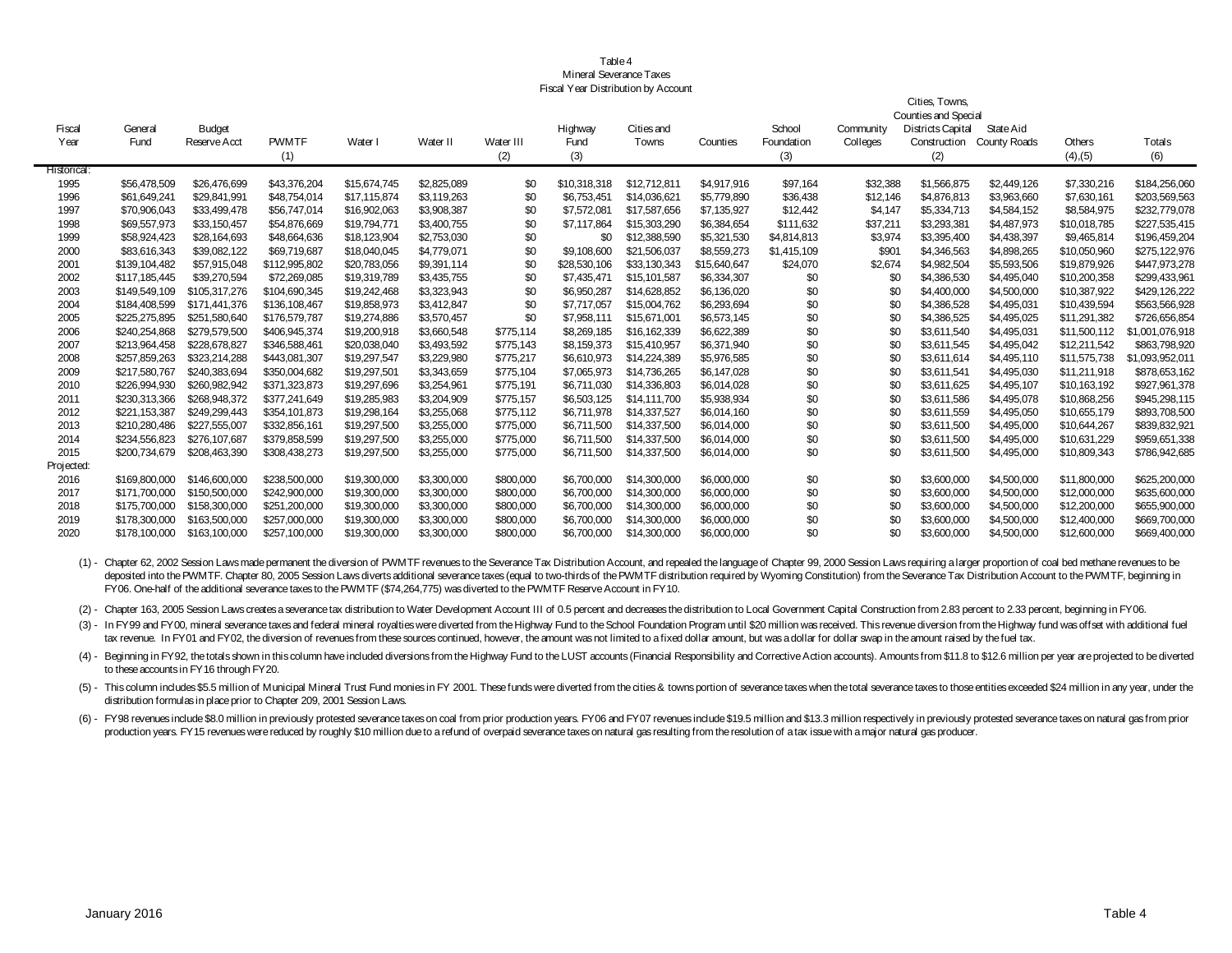Table 4
Mineral Severance Taxes
Fiscal Year Distribution by Account

| Fiscal Year | General Fund | Budget Reserve Acct | PWMTF (1) | Water I | Water II | Water III (2) | Highway Fund (3) | Cities and Towns | Counties | School Foundation (3) | Community Colleges | Cities, Towns, Counties and Special Districts Capital Construction (2) | State Aid County Roads | Others (4),(5) | Totals (6) |
|---|---|---|---|---|---|---|---|---|---|---|---|---|---|---|---|
| Historical: | | | | | | | | | | | | | | | |
| 1995 | $56,478,509 | $26,476,699 | $43,376,204 | $15,674,745 | $2,825,089 | $0 | $10,318,318 | $12,712,811 | $4,917,916 | $97,164 | $32,388 | $1,566,875 | $2,449,126 | $7,330,216 | $184,256,060 |
| 1996 | $61,649,241 | $29,841,991 | $48,754,014 | $17,115,874 | $3,119,263 | $0 | $6,753,451 | $14,036,621 | $5,779,890 | $36,438 | $12,146 | $4,876,813 | $3,963,660 | $7,630,161 | $203,569,563 |
| 1997 | $70,906,043 | $33,499,478 | $56,747,014 | $16,902,063 | $3,908,387 | $0 | $7,572,081 | $17,587,656 | $7,135,927 | $12,442 | $4,147 | $5,334,713 | $4,584,152 | $8,584,975 | $232,779,078 |
| 1998 | $69,557,973 | $33,150,457 | $54,876,669 | $19,794,771 | $3,400,755 | $0 | $7,117,864 | $15,303,290 | $6,384,654 | $111,632 | $37,211 | $3,293,381 | $4,487,973 | $10,018,785 | $227,535,415 |
| 1999 | $58,924,423 | $28,164,693 | $48,664,636 | $18,123,904 | $2,753,030 | $0 | $0 | $12,388,590 | $5,321,530 | $4,814,813 | $3,974 | $3,395,400 | $4,438,397 | $9,465,814 | $196,459,204 |
| 2000 | $83,616,343 | $39,082,122 | $69,719,687 | $18,040,045 | $4,779,071 | $0 | $9,108,600 | $21,506,037 | $8,559,273 | $1,415,109 | $901 | $4,346,563 | $4,898,265 | $10,050,960 | $275,122,976 |
| 2001 | $139,104,482 | $57,915,048 | $112,995,802 | $20,783,056 | $9,391,114 | $0 | $28,530,106 | $33,130,343 | $15,640,647 | $24,070 | $2,674 | $4,982,504 | $5,593,506 | $19,879,926 | $447,973,278 |
| 2002 | $117,185,445 | $39,270,594 | $72,269,085 | $19,319,789 | $3,435,755 | $0 | $7,435,471 | $15,101,587 | $6,334,307 | $0 | $0 | $4,386,530 | $4,495,040 | $10,200,358 | $299,433,961 |
| 2003 | $149,549,109 | $105,317,276 | $104,690,345 | $19,242,468 | $3,323,943 | $0 | $6,950,287 | $14,628,852 | $6,136,020 | $0 | $0 | $4,400,000 | $4,500,000 | $10,387,922 | $429,126,222 |
| 2004 | $184,408,599 | $171,441,376 | $136,108,467 | $19,858,973 | $3,412,847 | $0 | $7,717,057 | $15,004,762 | $6,293,694 | $0 | $0 | $4,386,528 | $4,495,031 | $10,439,594 | $563,566,928 |
| 2005 | $225,275,895 | $251,580,640 | $176,579,787 | $19,274,886 | $3,570,457 | $0 | $7,958,111 | $15,671,001 | $6,573,145 | $0 | $0 | $4,386,525 | $4,495,025 | $11,291,382 | $726,656,854 |
| 2006 | $240,254,868 | $279,579,500 | $406,945,374 | $19,200,918 | $3,660,548 | $775,114 | $8,269,185 | $16,162,339 | $6,622,389 | $0 | $0 | $3,611,540 | $4,495,031 | $11,500,112 | $1,001,076,918 |
| 2007 | $213,964,458 | $228,678,827 | $346,588,461 | $20,038,040 | $3,493,592 | $775,143 | $8,159,373 | $15,410,957 | $6,371,940 | $0 | $0 | $3,611,545 | $4,495,042 | $12,211,542 | $863,798,920 |
| 2008 | $257,859,263 | $323,214,288 | $443,081,307 | $19,297,547 | $3,229,980 | $775,217 | $6,610,973 | $14,224,389 | $5,976,585 | $0 | $0 | $3,611,614 | $4,495,110 | $11,575,738 | $1,093,952,011 |
| 2009 | $217,580,767 | $240,383,694 | $350,004,682 | $19,297,501 | $3,343,659 | $775,104 | $7,065,973 | $14,736,265 | $6,147,028 | $0 | $0 | $3,611,541 | $4,495,030 | $11,211,918 | $878,653,162 |
| 2010 | $226,994,930 | $260,982,942 | $371,323,873 | $19,297,696 | $3,254,961 | $775,191 | $6,711,030 | $14,336,803 | $6,014,028 | $0 | $0 | $3,611,625 | $4,495,107 | $10,163,192 | $927,961,378 |
| 2011 | $230,313,366 | $268,948,372 | $377,241,649 | $19,285,983 | $3,204,909 | $775,157 | $6,503,125 | $14,111,700 | $5,938,934 | $0 | $0 | $3,611,586 | $4,495,078 | $10,868,256 | $945,298,115 |
| 2012 | $221,153,387 | $249,299,443 | $354,101,873 | $19,298,164 | $3,255,068 | $775,112 | $6,711,978 | $14,337,527 | $6,014,160 | $0 | $0 | $3,611,559 | $4,495,050 | $10,655,179 | $893,708,500 |
| 2013 | $210,280,486 | $227,555,007 | $332,856,161 | $19,297,500 | $3,255,000 | $775,000 | $6,711,500 | $14,337,500 | $6,014,000 | $0 | $0 | $3,611,500 | $4,495,000 | $10,644,267 | $839,832,921 |
| 2014 | $234,556,823 | $276,107,687 | $379,858,599 | $19,297,500 | $3,255,000 | $775,000 | $6,711,500 | $14,337,500 | $6,014,000 | $0 | $0 | $3,611,500 | $4,495,000 | $10,631,229 | $959,651,338 |
| 2015 | $200,734,679 | $208,463,390 | $308,438,273 | $19,297,500 | $3,255,000 | $775,000 | $6,711,500 | $14,337,500 | $6,014,000 | $0 | $0 | $3,611,500 | $4,495,000 | $10,809,343 | $786,942,685 |
| Projected: | | | | | | | | | | | | | | | |
| 2016 | $169,800,000 | $146,600,000 | $238,500,000 | $19,300,000 | $3,300,000 | $800,000 | $6,700,000 | $14,300,000 | $6,000,000 | $0 | $0 | $3,600,000 | $4,500,000 | $11,800,000 | $625,200,000 |
| 2017 | $171,700,000 | $150,500,000 | $242,900,000 | $19,300,000 | $3,300,000 | $800,000 | $6,700,000 | $14,300,000 | $6,000,000 | $0 | $0 | $3,600,000 | $4,500,000 | $12,000,000 | $635,600,000 |
| 2018 | $175,700,000 | $158,300,000 | $251,200,000 | $19,300,000 | $3,300,000 | $800,000 | $6,700,000 | $14,300,000 | $6,000,000 | $0 | $0 | $3,600,000 | $4,500,000 | $12,200,000 | $655,900,000 |
| 2019 | $178,300,000 | $163,500,000 | $257,000,000 | $19,300,000 | $3,300,000 | $800,000 | $6,700,000 | $14,300,000 | $6,000,000 | $0 | $0 | $3,600,000 | $4,500,000 | $12,400,000 | $669,700,000 |
| 2020 | $178,100,000 | $163,100,000 | $257,100,000 | $19,300,000 | $3,300,000 | $800,000 | $6,700,000 | $14,300,000 | $6,000,000 | $0 | $0 | $3,600,000 | $4,500,000 | $12,600,000 | $669,400,000 |

(1) - Chapter 62, 2002 Session Laws made permanent the diversion of PWMTF revenues to the Severance Tax Distribution Account, and repealed the language of Chapter 99, 2000 Session Laws requiring a larger proportion of coal bed methane revenues to be deposited into the PWMTF. Chapter 80, 2005 Session Laws diverts additional severance taxes (equal to two-thirds of the PWMTF distribution required by Wyoming Constitution) from the Severance Tax Distribution Account to the PWMTF, beginning in FY06. One-half of the additional severance taxes to the PWMTF ($74,264,775) was diverted to the PWMTF Reserve Account in FY10.

(2) - Chapter 163, 2005 Session Laws creates a severance tax distribution to Water Development Account III of 0.5 percent and decreases the distribution to Local Government Capital Construction from 2.83 percent to 2.33 percent, beginning in FY06.

(3) - In FY99 and FY00, mineral severance taxes and federal mineral royalties were diverted from the Highway Fund to the School Foundation Program until $20 million was received. This revenue diversion from the Highway fund was offset with additional fuel tax revenue. In FY01 and FY02, the diversion of revenues from these sources continued, however, the amount was not limited to a fixed dollar amount, but was a dollar for dollar swap in the amount raised by the fuel tax.

(4) - Beginning in FY92, the totals shown in this column have included diversions from the Highway Fund to the LUST accounts (Financial Responsibility and Corrective Action accounts). Amounts from $11.8 to $12.6 million per year are projected to be diverted to these accounts in FY16 through FY20.

(5) - This column includes $5.5 million of Municipal Mineral Trust Fund monies in FY 2001. These funds were diverted from the cities & towns portion of severance taxes when the total severance taxes to those entities exceeded $24 million in any year, under the distribution formulas in place prior to Chapter 209, 2001 Session Laws.

(6) - FY98 revenues include $8.0 million in previously protested severance taxes on coal from prior production years. FY06 and FY07 revenues include $19.5 million and $13.3 million respectively in previously protested severance taxes on natural gas from prior production years. FY15 revenues were reduced by roughly $10 million due to a refund of overpaid severance taxes on natural gas resulting from the resolution of a tax issue with a major natural gas producer.

January 2016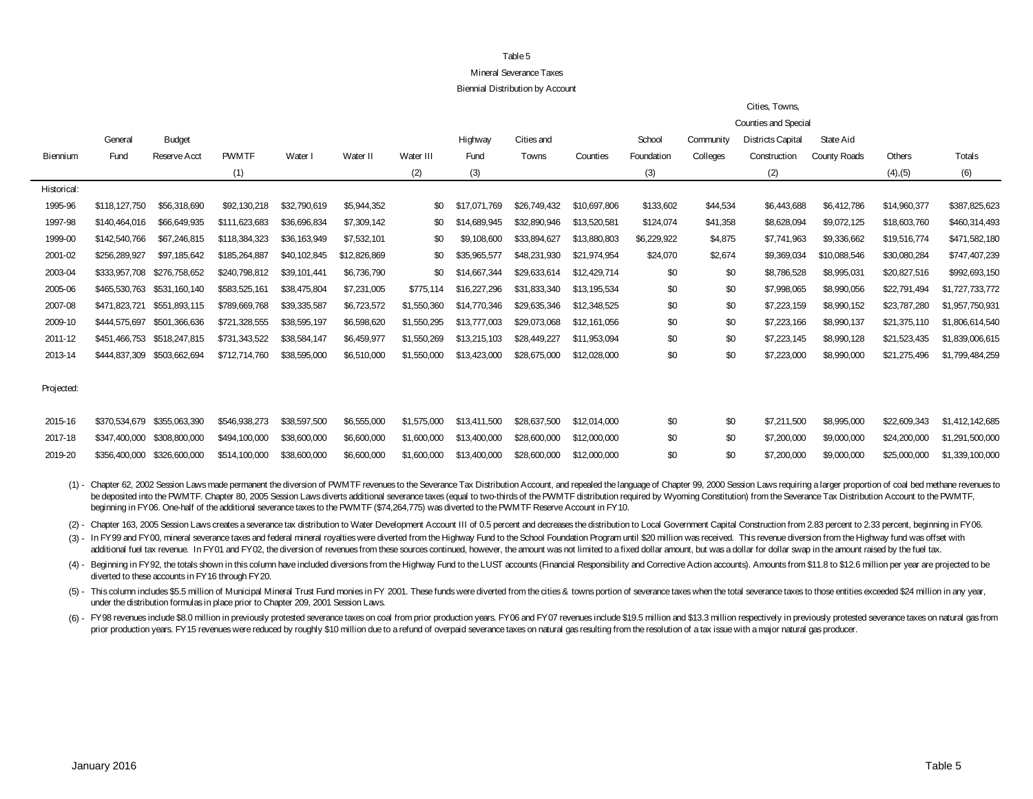Table 5

Mineral Severance Taxes

Biennial Distribution by Account

| Biennium | General Fund | Budget Reserve Acct | PWMTF (1) | Water I | Water II | Water III (2) | Highway Fund (3) | Cities and Towns | Counties | School Foundation (3) | Community Colleges | Cities, Towns, Counties and Special Districts Capital Construction (2) | State Aid County Roads | Others (4),(5) | Totals (6) |
|---|---|---|---|---|---|---|---|---|---|---|---|---|---|---|---|
| Historical: | | | | | | | | | | | | | | | |
| 1995-96 | $118,127,750 | $56,318,690 | $92,130,218 | $32,790,619 | $5,944,352 | $0 | $17,071,769 | $26,749,432 | $10,697,806 | $133,602 | $44,534 | $6,443,688 | $6,412,786 | $14,960,377 | $387,825,623 |
| 1997-98 | $140,464,016 | $66,649,935 | $111,623,683 | $36,696,834 | $7,309,142 | $0 | $14,689,945 | $32,890,946 | $13,520,581 | $124,074 | $41,358 | $8,628,094 | $9,072,125 | $18,603,760 | $460,314,493 |
| 1999-00 | $142,540,766 | $67,246,815 | $118,384,323 | $36,163,949 | $7,532,101 | $0 | $9,108,600 | $33,894,627 | $13,880,803 | $6,229,922 | $4,875 | $7,741,963 | $9,336,662 | $19,516,774 | $471,582,180 |
| 2001-02 | $256,289,927 | $97,185,642 | $185,264,887 | $40,102,845 | $12,826,869 | $0 | $35,965,577 | $48,231,930 | $21,974,954 | $24,070 | $2,674 | $9,369,034 | $10,088,546 | $30,080,284 | $747,407,239 |
| 2003-04 | $333,957,708 | $276,758,652 | $240,798,812 | $39,101,441 | $6,736,790 | $0 | $14,667,344 | $29,633,614 | $12,429,714 | $0 | $0 | $8,786,528 | $8,995,031 | $20,827,516 | $992,693,150 |
| 2005-06 | $465,530,763 | $531,160,140 | $583,525,161 | $38,475,804 | $7,231,005 | $775,114 | $16,227,296 | $31,833,340 | $13,195,534 | $0 | $0 | $7,998,065 | $8,990,056 | $22,791,494 | $1,727,733,772 |
| 2007-08 | $471,823,721 | $551,893,115 | $789,669,768 | $39,335,587 | $6,723,572 | $1,550,360 | $14,770,346 | $29,635,346 | $12,348,525 | $0 | $0 | $7,223,159 | $8,990,152 | $23,787,280 | $1,957,750,931 |
| 2009-10 | $444,575,697 | $501,366,636 | $721,328,555 | $38,595,197 | $6,598,620 | $1,550,295 | $13,777,003 | $29,073,068 | $12,161,056 | $0 | $0 | $7,223,166 | $8,990,137 | $21,375,110 | $1,806,614,540 |
| 2011-12 | $451,466,753 | $518,247,815 | $731,343,522 | $38,584,147 | $6,459,977 | $1,550,269 | $13,215,103 | $28,449,227 | $11,953,094 | $0 | $0 | $7,223,145 | $8,990,128 | $21,523,435 | $1,839,006,615 |
| 2013-14 | $444,837,309 | $503,662,694 | $712,714,760 | $38,595,000 | $6,510,000 | $1,550,000 | $13,423,000 | $28,675,000 | $12,028,000 | $0 | $0 | $7,223,000 | $8,990,000 | $21,275,496 | $1,799,484,259 |
| Projected: | | | | | | | | | | | | | | | |
| 2015-16 | $370,534,679 | $355,063,390 | $546,938,273 | $38,597,500 | $6,555,000 | $1,575,000 | $13,411,500 | $28,637,500 | $12,014,000 | $0 | $0 | $7,211,500 | $8,995,000 | $22,609,343 | $1,412,142,685 |
| 2017-18 | $347,400,000 | $308,800,000 | $494,100,000 | $38,600,000 | $6,600,000 | $1,600,000 | $13,400,000 | $28,600,000 | $12,000,000 | $0 | $0 | $7,200,000 | $9,000,000 | $24,200,000 | $1,291,500,000 |
| 2019-20 | $356,400,000 | $326,600,000 | $514,100,000 | $38,600,000 | $6,600,000 | $1,600,000 | $13,400,000 | $28,600,000 | $12,000,000 | $0 | $0 | $7,200,000 | $9,000,000 | $25,000,000 | $1,339,100,000 |

(1) - Chapter 62, 2002 Session Laws made permanent the diversion of PWMTF revenues to the Severance Tax Distribution Account, and repealed the language of Chapter 99, 2000 Session Laws requiring a larger proportion of coal bed methane revenues to be deposited into the PWMTF. Chapter 80, 2005 Session Laws diverts additional severance taxes (equal to two-thirds of the PWMTF distribution required by Wyoming Constitution) from the Severance Tax Distribution Account to the PWMTF, beginning in FY06. One-half of the additional severance taxes to the PWMTF ($74,264,775) was diverted to the PWMTF Reserve Account in FY10.

(2) - Chapter 163, 2005 Session Laws creates a severance tax distribution to Water Development Account III of 0.5 percent and decreases the distribution to Local Government Capital Construction from 2.83 percent to 2.33 percent, beginning in FY06.

(3) - In FY99 and FY00, mineral severance taxes and federal mineral royalties were diverted from the Highway Fund to the School Foundation Program until $20 million was received. This revenue diversion from the Highway fund was offset with additional fuel tax revenue. In FY01 and FY02, the diversion of revenues from these sources continued, however, the amount was not limited to a fixed dollar amount, but was a dollar for dollar swap in the amount raised by the fuel tax.

(4) - Beginning in FY92, the totals shown in this column have included diversions from the Highway Fund to the LUST accounts (Financial Responsibility and Corrective Action accounts). Amounts from $11.8 to $12.6 million per year are projected to be diverted to these accounts in FY16 through FY20.

(5) - This column includes $5.5 million of Municipal Mineral Trust Fund monies in FY 2001. These funds were diverted from the cities & towns portion of severance taxes when the total severance taxes to those entities exceeded $24 million in any year, under the distribution formulas in place prior to Chapter 209, 2001 Session Laws.

(6) - FY98 revenues include $8.0 million in previously protested severance taxes on coal from prior production years. FY06 and FY07 revenues include $19.5 million and $13.3 million respectively in previously protested severance taxes on natural gas from prior production years. FY15 revenues were reduced by roughly $10 million due to a refund of overpaid severance taxes on natural gas resulting from the resolution of a tax issue with a major natural gas producer.

January 2016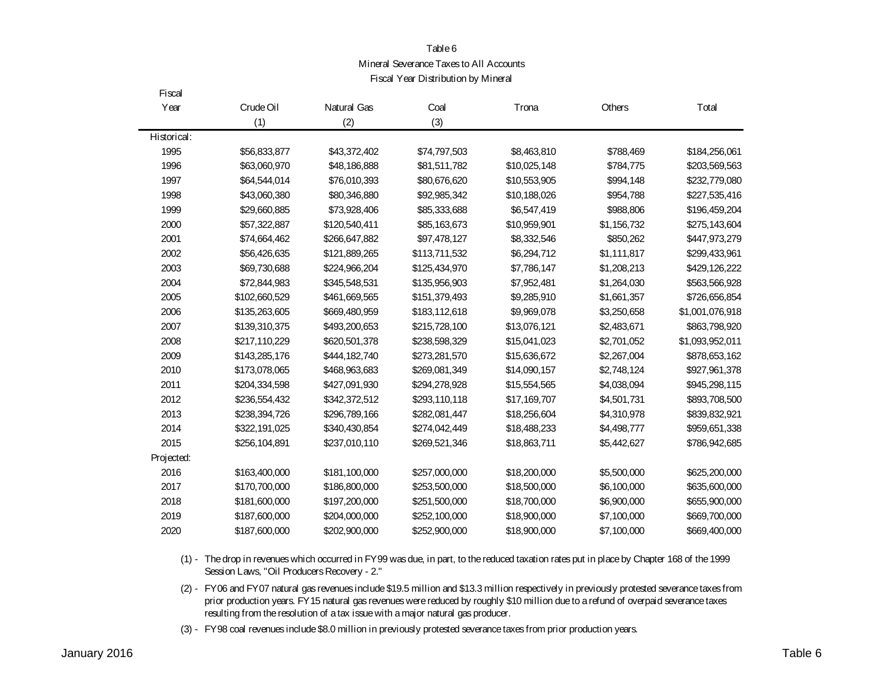Table 6

Mineral Severance Taxes to All Accounts

Fiscal Year Distribution by Mineral

| Fiscal Year | Crude Oil (1) | Natural Gas (2) | Coal (3) | Trona | Others | Total |
|---|---|---|---|---|---|---|
| Historical: | | | | | | |
| 1995 | $56,833,877 | $43,372,402 | $74,797,503 | $8,463,810 | $788,469 | $184,256,061 |
| 1996 | $63,060,970 | $48,186,888 | $81,511,782 | $10,025,148 | $784,775 | $203,569,563 |
| 1997 | $64,544,014 | $76,010,393 | $80,676,620 | $10,553,905 | $994,148 | $232,779,080 |
| 1998 | $43,060,380 | $80,346,880 | $92,985,342 | $10,188,026 | $954,788 | $227,535,416 |
| 1999 | $29,660,885 | $73,928,406 | $85,333,688 | $6,547,419 | $988,806 | $196,459,204 |
| 2000 | $57,322,887 | $120,540,411 | $85,163,673 | $10,959,901 | $1,156,732 | $275,143,604 |
| 2001 | $74,664,462 | $266,647,882 | $97,478,127 | $8,332,546 | $850,262 | $447,973,279 |
| 2002 | $56,426,635 | $121,889,265 | $113,711,532 | $6,294,712 | $1,111,817 | $299,433,961 |
| 2003 | $69,730,688 | $224,966,204 | $125,434,970 | $7,786,147 | $1,208,213 | $429,126,222 |
| 2004 | $72,844,983 | $345,548,531 | $135,956,903 | $7,952,481 | $1,264,030 | $563,566,928 |
| 2005 | $102,660,529 | $461,669,565 | $151,379,493 | $9,285,910 | $1,661,357 | $726,656,854 |
| 2006 | $135,263,605 | $669,480,959 | $183,112,618 | $9,969,078 | $3,250,658 | $1,001,076,918 |
| 2007 | $139,310,375 | $493,200,653 | $215,728,100 | $13,076,121 | $2,483,671 | $863,798,920 |
| 2008 | $217,110,229 | $620,501,378 | $238,598,329 | $15,041,023 | $2,701,052 | $1,093,952,011 |
| 2009 | $143,285,176 | $444,182,740 | $273,281,570 | $15,636,672 | $2,267,004 | $878,653,162 |
| 2010 | $173,078,065 | $468,963,683 | $269,081,349 | $14,090,157 | $2,748,124 | $927,961,378 |
| 2011 | $204,334,598 | $427,091,930 | $294,278,928 | $15,554,565 | $4,038,094 | $945,298,115 |
| 2012 | $236,554,432 | $342,372,512 | $293,110,118 | $17,169,707 | $4,501,731 | $893,708,500 |
| 2013 | $238,394,726 | $296,789,166 | $282,081,447 | $18,256,604 | $4,310,978 | $839,832,921 |
| 2014 | $322,191,025 | $340,430,854 | $274,042,449 | $18,488,233 | $4,498,777 | $959,651,338 |
| 2015 | $256,104,891 | $237,010,110 | $269,521,346 | $18,863,711 | $5,442,627 | $786,942,685 |
| Projected: | | | | | | |
| 2016 | $163,400,000 | $181,100,000 | $257,000,000 | $18,200,000 | $5,500,000 | $625,200,000 |
| 2017 | $170,700,000 | $186,800,000 | $253,500,000 | $18,500,000 | $6,100,000 | $635,600,000 |
| 2018 | $181,600,000 | $197,200,000 | $251,500,000 | $18,700,000 | $6,900,000 | $655,900,000 |
| 2019 | $187,600,000 | $204,000,000 | $252,100,000 | $18,900,000 | $7,100,000 | $669,700,000 |
| 2020 | $187,600,000 | $202,900,000 | $252,900,000 | $18,900,000 | $7,100,000 | $669,400,000 |

(1) - The drop in revenues which occurred in FY99 was due, in part, to the reduced taxation rates put in place by Chapter 168 of the 1999 Session Laws, "Oil Producers Recovery - 2."

(2) - FY06 and FY07 natural gas revenues include $19.5 million and $13.3 million respectively in previously protested severance taxes from prior production years. FY15 natural gas revenues were reduced by roughly $10 million due to a refund of overpaid severance taxes resulting from the resolution of a tax issue with a major natural gas producer.

(3) - FY98 coal revenues include $8.0 million in previously protested severance taxes from prior production years.

January 2016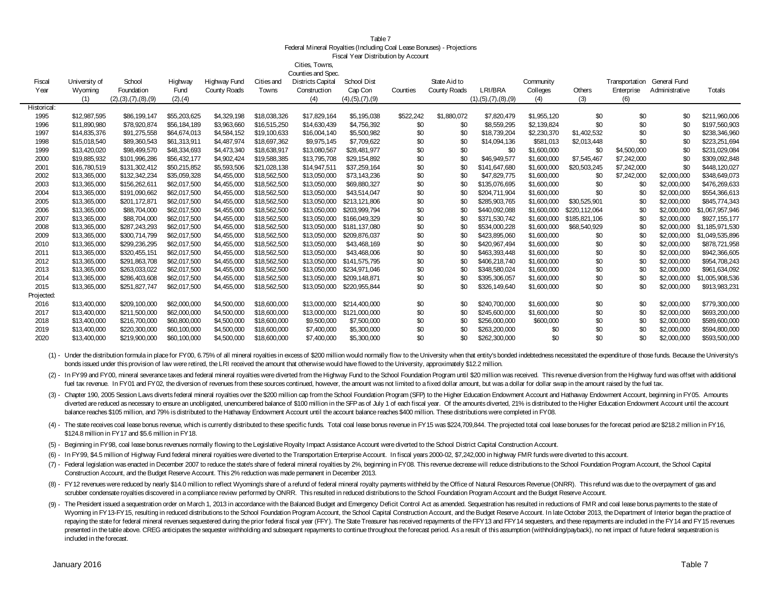Table 7
Federal Mineral Royalties (Including Coal Lease Bonuses) - Projections
Fiscal Year Distribution by Account

| Fiscal Year | University of Wyoming (1) | School Foundation (2),(3),(7),(8),(9) | Highway Fund (2),(4) | Highway Fund County Roads | Cities and Towns | Cities, Towns, Counties and Spec. Districts Capital Construction (4) | School Dist Cap Con (4),(5),(7),(9) | Counties | State Aid to County Roads | LRI/BRA (1),(5),(7),(8),(9) | Community Colleges (4) | Others (3) | Transportation Enterprise (6) | General Fund Administrative | Totals |
|---|---|---|---|---|---|---|---|---|---|---|---|---|---|---|---|
| Historical: | | | | | | | | | | | | | | | |
| 1995 | $12,987,595 | $86,199,147 | $55,203,625 | $4,329,198 | $18,038,326 | $17,829,164 | $5,195,038 | $522,242 | $1,880,072 | $7,820,479 | $1,955,120 | $0 | $0 | $0 | $211,960,006 |
| 1996 | $11,890,980 | $78,920,874 | $56,184,189 | $3,963,660 | $16,515,250 | $14,630,439 | $4,756,392 | $0 | $0 | $8,559,295 | $2,139,824 | $0 | $0 | $0 | $197,560,903 |
| 1997 | $14,835,376 | $91,275,558 | $64,674,013 | $4,584,152 | $19,100,633 | $16,004,140 | $5,500,982 | $0 | $0 | $18,739,204 | $2,230,370 | $1,402,532 | $0 | $0 | $238,346,960 |
| 1998 | $15,018,540 | $89,360,543 | $61,313,911 | $4,487,974 | $18,697,362 | $9,975,145 | $7,709,622 | $0 | $0 | $14,094,136 | $581,013 | $2,013,448 | $0 | $0 | $223,251,694 |
| 1999 | $13,420,020 | $98,499,570 | $48,334,693 | $4,473,340 | $18,638,917 | $13,080,567 | $28,481,977 | $0 | $0 | $0 | $1,600,000 | $0 | $4,500,000 | $0 | $231,029,084 |
| 2000 | $19,885,932 | $101,996,286 | $56,432,177 | $4,902,424 | $19,588,385 | $13,795,708 | $29,154,892 | $0 | $0 | $46,949,577 | $1,600,000 | $7,545,467 | $7,242,000 | $0 | $309,092,848 |
| 2001 | $16,780,519 | $131,302,412 | $50,215,852 | $5,593,506 | $21,028,138 | $14,947,511 | $37,259,164 | $0 | $0 | $141,647,680 | $1,600,000 | $20,503,245 | $7,242,000 | $0 | $448,120,027 |
| 2002 | $13,365,000 | $132,342,234 | $35,059,328 | $4,455,000 | $18,562,500 | $13,050,000 | $73,143,236 | $0 | $0 | $47,829,775 | $1,600,000 | $0 | $7,242,000 | $2,000,000 | $348,649,073 |
| 2003 | $13,365,000 | $156,262,611 | $62,017,500 | $4,455,000 | $18,562,500 | $13,050,000 | $69,880,327 | $0 | $0 | $135,076,695 | $1,600,000 | $0 | $0 | $2,000,000 | $476,269,633 |
| 2004 | $13,365,000 | $191,090,662 | $62,017,500 | $4,455,000 | $18,562,500 | $13,050,000 | $43,514,047 | $0 | $0 | $204,711,904 | $1,600,000 | $0 | $0 | $2,000,000 | $554,366,613 |
| 2005 | $13,365,000 | $201,172,871 | $62,017,500 | $4,455,000 | $18,562,500 | $13,050,000 | $213,121,806 | $0 | $0 | $285,903,765 | $1,600,000 | $30,525,901 | $0 | $2,000,000 | $845,774,343 |
| 2006 | $13,365,000 | $88,704,000 | $62,017,500 | $4,455,000 | $18,562,500 | $13,050,000 | $203,999,794 | $0 | $0 | $440,092,088 | $1,600,000 | $220,112,064 | $0 | $2,000,000 | $1,067,957,946 |
| 2007 | $13,365,000 | $88,704,000 | $62,017,500 | $4,455,000 | $18,562,500 | $13,050,000 | $166,049,329 | $0 | $0 | $371,530,742 | $1,600,000 | $185,821,106 | $0 | $2,000,000 | $927,155,177 |
| 2008 | $13,365,000 | $287,243,293 | $62,017,500 | $4,455,000 | $18,562,500 | $13,050,000 | $181,137,080 | $0 | $0 | $534,000,228 | $1,600,000 | $68,540,929 | $0 | $2,000,000 | $1,185,971,530 |
| 2009 | $13,365,000 | $300,714,799 | $62,017,500 | $4,455,000 | $18,562,500 | $13,050,000 | $209,876,037 | $0 | $0 | $423,895,060 | $1,600,000 | $0 | $0 | $2,000,000 | $1,049,535,896 |
| 2010 | $13,365,000 | $299,236,295 | $62,017,500 | $4,455,000 | $18,562,500 | $13,050,000 | $43,468,169 | $0 | $0 | $420,967,494 | $1,600,000 | $0 | $0 | $2,000,000 | $878,721,958 |
| 2011 | $13,365,000 | $320,455,151 | $62,017,500 | $4,455,000 | $18,562,500 | $13,050,000 | $43,468,006 | $0 | $0 | $463,393,448 | $1,600,000 | $0 | $0 | $2,000,000 | $942,366,605 |
| 2012 | $13,365,000 | $291,863,708 | $62,017,500 | $4,455,000 | $18,562,500 | $13,050,000 | $141,575,795 | $0 | $0 | $406,218,740 | $1,600,000 | $0 | $0 | $2,000,000 | $954,708,243 |
| 2013 | $13,365,000 | $263,033,022 | $62,017,500 | $4,455,000 | $18,562,500 | $13,050,000 | $234,971,046 | $0 | $0 | $348,580,024 | $1,600,000 | $0 | $0 | $2,000,000 | $961,634,092 |
| 2014 | $13,365,000 | $286,403,608 | $62,017,500 | $4,455,000 | $18,562,500 | $13,050,000 | $209,148,871 | $0 | $0 | $395,306,057 | $1,600,000 | $0 | $0 | $2,000,000 | $1,005,908,536 |
| 2015 | $13,365,000 | $251,827,747 | $62,017,500 | $4,455,000 | $18,562,500 | $13,050,000 | $220,955,844 | $0 | $0 | $326,149,640 | $1,600,000 | $0 | $0 | $2,000,000 | $913,983,231 |
| Projected: | | | | | | | | | | | | | | | |
| 2016 | $13,400,000 | $209,100,000 | $62,000,000 | $4,500,000 | $18,600,000 | $13,000,000 | $214,400,000 | $0 | $0 | $240,700,000 | $1,600,000 | $0 | $0 | $2,000,000 | $779,300,000 |
| 2017 | $13,400,000 | $211,500,000 | $62,000,000 | $4,500,000 | $18,600,000 | $13,000,000 | $121,000,000 | $0 | $0 | $245,600,000 | $1,600,000 | $0 | $0 | $2,000,000 | $693,200,000 |
| 2018 | $13,400,000 | $216,700,000 | $60,800,000 | $4,500,000 | $18,600,000 | $9,500,000 | $7,500,000 | $0 | $0 | $256,000,000 | $600,000 | $0 | $0 | $2,000,000 | $589,600,000 |
| 2019 | $13,400,000 | $220,300,000 | $60,100,000 | $4,500,000 | $18,600,000 | $7,400,000 | $5,300,000 | $0 | $0 | $263,200,000 | $0 | $0 | $0 | $2,000,000 | $594,800,000 |
| 2020 | $13,400,000 | $219,900,000 | $60,100,000 | $4,500,000 | $18,600,000 | $7,400,000 | $5,300,000 | $0 | $0 | $262,300,000 | $0 | $0 | $0 | $2,000,000 | $593,500,000 |

(1) - Under the distribution formula in place for FY00, 6.75% of all mineral royalties in excess of $200 million would normally flow to the University when that entity's bonded indebtedness necessitated the expenditure of those funds. Because the University's bonds issued under this provision of law were retired, the LRI received the amount that otherwise would have flowed to the University, approximately $12.2 million.

(2) - In FY99 and FY00, mineral severance taxes and federal mineral royalties were diverted from the Highway Fund to the School Foundation Program until $20 million was received. This revenue diversion from the Highway fund was offset with additional fuel tax revenue. In FY01 and FY02, the diversion of revenues from these sources continued, however, the amount was not limited to a fixed dollar amount, but was a dollar for dollar swap in the amount raised by the fuel tax.

(3) - Chapter 190, 2005 Session Laws diverts federal mineral royalties over the $200 million cap from the School Foundation Program (SFP) to the Higher Education Endowment Account and Hathaway Endowment Account, beginning in FY05. Amounts diverted are reduced as necessary to ensure an unobligated, unencumbered balance of $100 million in the SFP as of July 1 of each fiscal year. Of the amounts diverted, 21% is distributed to the Higher Education Endowment Account until the account balance reaches $105 million, and 79% is distributed to the Hathaway Endowment Account until the account balance reaches $400 million. These distributions were completed in FY08.

(4) - The state receives coal lease bonus revenue, which is currently distributed to these specific funds. Total coal lease bonus revenue in FY15 was $224,709,844. The projected total coal lease bonuses for the forecast period are $218.2 million in FY16, $124.8 million in FY17 and $5.6 million in FY18.

(5) - Beginning in FY98, coal lease bonus revenues normally flowing to the Legislative Royalty Impact Assistance Account were diverted to the School District Capital Construction Account.

(6) - In FY99, $4.5 million of Highway Fund federal mineral royalties were diverted to the Transportation Enterprise Account. In fiscal years 2000-02, $7,242,000 in highway FMR funds were diverted to this account.

(7) - Federal legislation was enacted in December 2007 to reduce the state's share of federal mineral royalties by 2%, beginning in FY08. This revenue decrease will reduce distributions to the School Foundation Program Account, the School Capital Construction Account, and the Budget Reserve Account. This 2% reduction was made permanent in December 2013.

(8) - FY12 revenues were reduced by nearly $14.0 million to reflect Wyoming's share of a refund of federal mineral royalty payments withheld by the Office of Natural Resources Revenue (ONRR). This refund was due to the overpayment of gas and scrubber condensate royalties discovered in a compliance review performed by ONRR. This resulted in reduced distributions to the School Foundation Program Account and the Budget Reserve Account.

(9) - The President issued a sequestration order on March 1, 2013 in accordance with the Balanced Budget and Emergency Deficit Control Act as amended. Sequestration has resulted in reductions of FMR and coal lease bonus payments to the state of Wyoming in FY13-FY15, resulting in reduced distributions to the School Foundation Program Account, the School Capital Construction Account, and the Budget Reserve Account. In late October 2013, the Department of Interior began the practice of repaying the state for federal mineral revenues sequestered during the prior federal fiscal year (FFY). The State Treasurer has received repayments of the FFY13 and FFY14 sequesters, and these repayments are included in the FY14 and FY15 revenues presented in the table above. CREG anticipates the sequester withholding and subsequent repayments to continue throughout the forecast period. As a result of this assumption (withholding/payback), no net impact of future federal sequestration is included in the forecast.

January 2016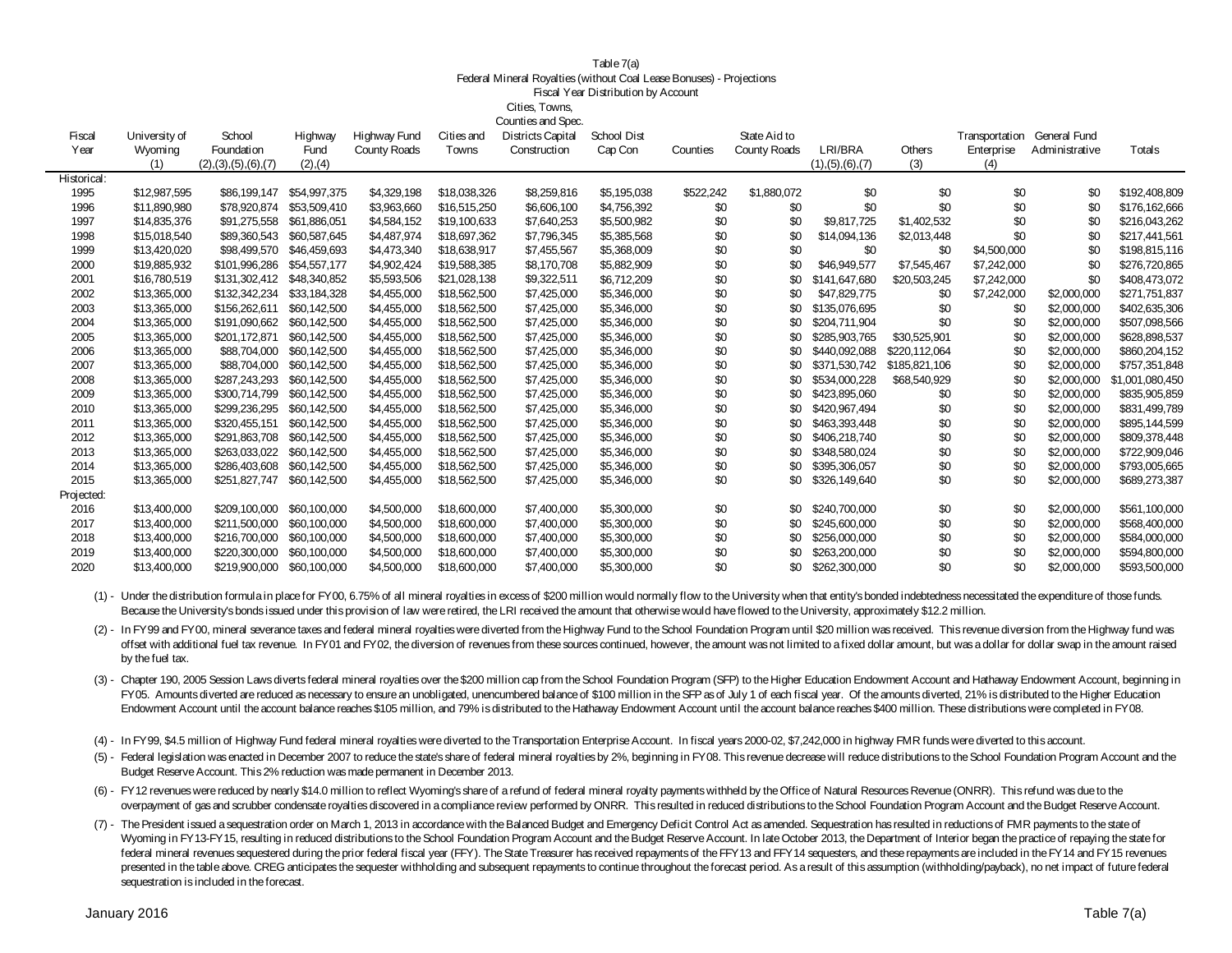Table 7(a)

Federal Mineral Royalties (without Coal Lease Bonuses) - Projections

Fiscal Year Distribution by Account

| Fiscal Year | University of Wyoming (1) | School Foundation (2),(3),(5),(6),(7) | Highway Fund (2),(4) | Highway Fund County Roads | Cities and Towns | Cities, Towns, Counties and Spec. Districts Capital Construction | School Dist Cap Con | Counties | State Aid to County Roads | LRI/BRA (1),(5),(6),(7) | Others (3) | Transportation Enterprise (4) | General Fund Administrative | Totals |
|---|---|---|---|---|---|---|---|---|---|---|---|---|---|---|
| Historical: | | | | | | | | | | | | | | |
| 1995 | $12,987,595 | $86,199,147 | $54,997,375 | $4,329,198 | $18,038,326 | $8,259,816 | $5,195,038 | $522,242 | $1,880,072 | $0 | $0 | $0 | $0 | $192,408,809 |
| 1996 | $11,890,980 | $78,920,874 | $53,509,410 | $3,963,660 | $16,515,250 | $6,606,100 | $4,756,392 | $0 | $0 | $0 | $0 | $0 | $0 | $176,162,666 |
| 1997 | $14,835,376 | $91,275,558 | $61,886,051 | $4,584,152 | $19,100,633 | $7,640,253 | $5,500,982 | $0 | $0 | $9,817,725 | $1,402,532 | $0 | $0 | $216,043,262 |
| 1998 | $15,018,540 | $89,360,543 | $60,587,645 | $4,487,974 | $18,697,362 | $7,796,345 | $5,385,568 | $0 | $0 | $14,094,136 | $2,013,448 | $0 | $0 | $217,441,561 |
| 1999 | $13,420,020 | $98,499,570 | $46,459,693 | $4,473,340 | $18,638,917 | $7,455,567 | $5,368,009 | $0 | $0 | $0 | $0 | $4,500,000 | $0 | $198,815,116 |
| 2000 | $19,885,932 | $101,996,286 | $54,557,177 | $4,902,424 | $19,588,385 | $8,170,708 | $5,882,909 | $0 | $0 | $46,949,577 | $7,545,467 | $7,242,000 | $0 | $276,720,865 |
| 2001 | $16,780,519 | $131,302,412 | $48,340,852 | $5,593,506 | $21,028,138 | $9,322,511 | $6,712,209 | $0 | $0 | $141,647,680 | $20,503,245 | $7,242,000 | $0 | $408,473,072 |
| 2002 | $13,365,000 | $132,342,234 | $33,184,328 | $4,455,000 | $18,562,500 | $7,425,000 | $5,346,000 | $0 | $0 | $47,829,775 | $0 | $7,242,000 | $2,000,000 | $271,751,837 |
| 2003 | $13,365,000 | $156,262,611 | $60,142,500 | $4,455,000 | $18,562,500 | $7,425,000 | $5,346,000 | $0 | $0 | $135,076,695 | $0 | $0 | $2,000,000 | $402,635,306 |
| 2004 | $13,365,000 | $191,090,662 | $60,142,500 | $4,455,000 | $18,562,500 | $7,425,000 | $5,346,000 | $0 | $0 | $204,711,904 | $0 | $0 | $2,000,000 | $507,098,566 |
| 2005 | $13,365,000 | $201,172,871 | $60,142,500 | $4,455,000 | $18,562,500 | $7,425,000 | $5,346,000 | $0 | $0 | $285,903,765 | $30,525,901 | $0 | $2,000,000 | $628,898,537 |
| 2006 | $13,365,000 | $88,704,000 | $60,142,500 | $4,455,000 | $18,562,500 | $7,425,000 | $5,346,000 | $0 | $0 | $440,092,088 | $220,112,064 | $0 | $2,000,000 | $860,204,152 |
| 2007 | $13,365,000 | $88,704,000 | $60,142,500 | $4,455,000 | $18,562,500 | $7,425,000 | $5,346,000 | $0 | $0 | $371,530,742 | $185,821,106 | $0 | $2,000,000 | $757,351,848 |
| 2008 | $13,365,000 | $287,243,293 | $60,142,500 | $4,455,000 | $18,562,500 | $7,425,000 | $5,346,000 | $0 | $0 | $534,000,228 | $68,540,929 | $0 | $2,000,000 | $1,001,080,450 |
| 2009 | $13,365,000 | $300,714,799 | $60,142,500 | $4,455,000 | $18,562,500 | $7,425,000 | $5,346,000 | $0 | $0 | $423,895,060 | $0 | $0 | $2,000,000 | $835,905,859 |
| 2010 | $13,365,000 | $299,236,295 | $60,142,500 | $4,455,000 | $18,562,500 | $7,425,000 | $5,346,000 | $0 | $0 | $420,967,494 | $0 | $0 | $2,000,000 | $831,499,789 |
| 2011 | $13,365,000 | $320,455,151 | $60,142,500 | $4,455,000 | $18,562,500 | $7,425,000 | $5,346,000 | $0 | $0 | $463,393,448 | $0 | $0 | $2,000,000 | $895,144,599 |
| 2012 | $13,365,000 | $291,863,708 | $60,142,500 | $4,455,000 | $18,562,500 | $7,425,000 | $5,346,000 | $0 | $0 | $406,218,740 | $0 | $0 | $2,000,000 | $809,378,448 |
| 2013 | $13,365,000 | $263,033,022 | $60,142,500 | $4,455,000 | $18,562,500 | $7,425,000 | $5,346,000 | $0 | $0 | $348,580,024 | $0 | $0 | $2,000,000 | $722,909,046 |
| 2014 | $13,365,000 | $286,403,608 | $60,142,500 | $4,455,000 | $18,562,500 | $7,425,000 | $5,346,000 | $0 | $0 | $395,306,057 | $0 | $0 | $2,000,000 | $793,005,665 |
| 2015 | $13,365,000 | $251,827,747 | $60,142,500 | $4,455,000 | $18,562,500 | $7,425,000 | $5,346,000 | $0 | $0 | $326,149,640 | $0 | $0 | $2,000,000 | $689,273,387 |
| Projected: | | | | | | | | | | | | | | |
| 2016 | $13,400,000 | $209,100,000 | $60,100,000 | $4,500,000 | $18,600,000 | $7,400,000 | $5,300,000 | $0 | $0 | $240,700,000 | $0 | $0 | $2,000,000 | $561,100,000 |
| 2017 | $13,400,000 | $211,500,000 | $60,100,000 | $4,500,000 | $18,600,000 | $7,400,000 | $5,300,000 | $0 | $0 | $245,600,000 | $0 | $0 | $2,000,000 | $568,400,000 |
| 2018 | $13,400,000 | $216,700,000 | $60,100,000 | $4,500,000 | $18,600,000 | $7,400,000 | $5,300,000 | $0 | $0 | $256,000,000 | $0 | $0 | $2,000,000 | $584,000,000 |
| 2019 | $13,400,000 | $220,300,000 | $60,100,000 | $4,500,000 | $18,600,000 | $7,400,000 | $5,300,000 | $0 | $0 | $263,200,000 | $0 | $0 | $2,000,000 | $594,800,000 |
| 2020 | $13,400,000 | $219,900,000 | $60,100,000 | $4,500,000 | $18,600,000 | $7,400,000 | $5,300,000 | $0 | $0 | $262,300,000 | $0 | $0 | $2,000,000 | $593,500,000 |

(1) - Under the distribution formula in place for FY00, 6.75% of all mineral royalties in excess of $200 million would normally flow to the University when that entity's bonded indebtedness necessitated the expenditure of those funds. Because the University's bonds issued under this provision of law were retired, the LRI received the amount that otherwise would have flowed to the University, approximately $12.2 million.

(2) - In FY99 and FY00, mineral severance taxes and federal mineral royalties were diverted from the Highway Fund to the School Foundation Program until $20 million was received. This revenue diversion from the Highway fund was offset with additional fuel tax revenue. In FY01 and FY02, the diversion of revenues from these sources continued, however, the amount was not limited to a fixed dollar amount, but was a dollar for dollar swap in the amount raised by the fuel tax.

(3) - Chapter 190, 2005 Session Laws diverts federal mineral royalties over the $200 million cap from the School Foundation Program (SFP) to the Higher Education Endowment Account and Hathaway Endowment Account, beginning in FY05. Amounts diverted are reduced as necessary to ensure an unobligated, unencumbered balance of $100 million in the SFP as of July 1 of each fiscal year. Of the amounts diverted, 21% is distributed to the Higher Education Endowment Account until the account balance reaches $105 million, and 79% is distributed to the Hathaway Endowment Account until the account balance reaches $400 million. These distributions were completed in FY08.

(4) - In FY99, $4.5 million of Highway Fund federal mineral royalties were diverted to the Transportation Enterprise Account. In fiscal years 2000-02, $7,242,000 in highway FMR funds were diverted to this account.

(5) - Federal legislation was enacted in December 2007 to reduce the state's share of federal mineral royalties by 2%, beginning in FY08. This revenue decrease will reduce distributions to the School Foundation Program Account and the Budget Reserve Account. This 2% reduction was made permanent in December 2013.

(6) - FY12 revenues were reduced by nearly $14.0 million to reflect Wyoming's share of a refund of federal mineral royalty payments withheld by the Office of Natural Resources Revenue (ONRR). This refund was due to the overpayment of gas and scrubber condensate royalties discovered in a compliance review performed by ONRR. This resulted in reduced distributions to the School Foundation Program Account and the Budget Reserve Account.

(7) - The President issued a sequestration order on March 1, 2013 in accordance with the Balanced Budget and Emergency Deficit Control Act as amended. Sequestration has resulted in reductions of FMR payments to the state of Wyoming in FY13-FY15, resulting in reduced distributions to the School Foundation Program Account and the Budget Reserve Account. In late October 2013, the Department of Interior began the practice of repaying the state for federal mineral revenues sequestered during the prior federal fiscal year (FFY). The State Treasurer has received repayments of the FFY13 and FFY14 sequesters, and these repayments are included in the FY14 and FY15 revenues presented in the table above. CREG anticipates the sequester withholding and subsequent repayments to continue throughout the forecast period. As a result of this assumption (withholding/payback), no net impact of future federal sequestration is included in the forecast.

January 2016

Table 7(a)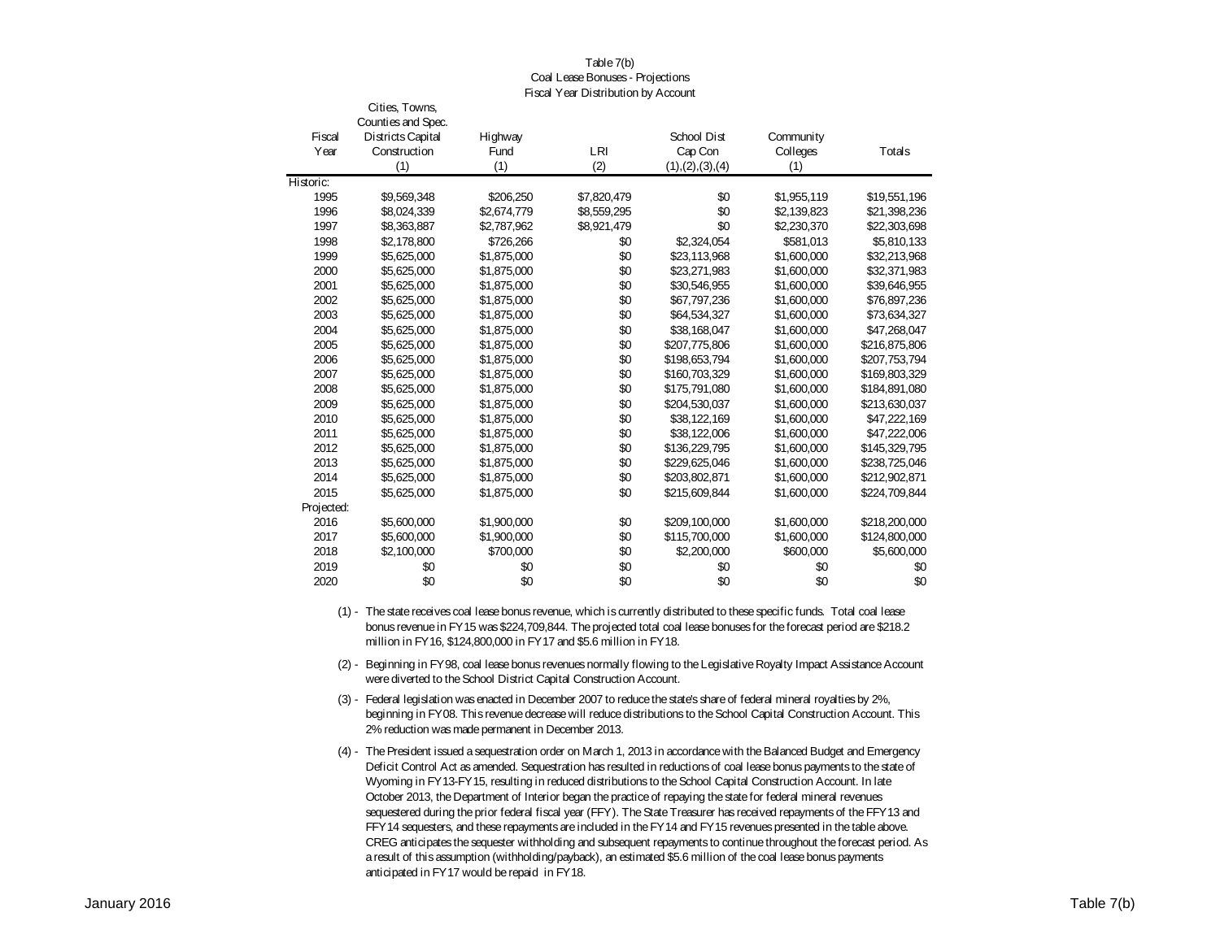Table 7(b)
Coal Lease Bonuses - Projections
Fiscal Year Distribution by Account

| Fiscal Year | Cities, Towns, Counties and Spec. Districts Capital Construction (1) | Highway Fund (1) | LRI (2) | School Dist Cap Con (1),(2),(3),(4) | Community Colleges (1) | Totals |
|---|---|---|---|---|---|---|
| Historic: | | | | | | |
| 1995 | $9,569,348 | $206,250 | $7,820,479 | $0 | $1,955,119 | $19,551,196 |
| 1996 | $8,024,339 | $2,674,779 | $8,559,295 | $0 | $2,139,823 | $21,398,236 |
| 1997 | $8,363,887 | $2,787,962 | $8,921,479 | $0 | $2,230,370 | $22,303,698 |
| 1998 | $2,178,800 | $726,266 | $0 | $2,324,054 | $581,013 | $5,810,133 |
| 1999 | $5,625,000 | $1,875,000 | $0 | $23,113,968 | $1,600,000 | $32,213,968 |
| 2000 | $5,625,000 | $1,875,000 | $0 | $23,271,983 | $1,600,000 | $32,371,983 |
| 2001 | $5,625,000 | $1,875,000 | $0 | $30,546,955 | $1,600,000 | $39,646,955 |
| 2002 | $5,625,000 | $1,875,000 | $0 | $67,797,236 | $1,600,000 | $76,897,236 |
| 2003 | $5,625,000 | $1,875,000 | $0 | $64,534,327 | $1,600,000 | $73,634,327 |
| 2004 | $5,625,000 | $1,875,000 | $0 | $38,168,047 | $1,600,000 | $47,268,047 |
| 2005 | $5,625,000 | $1,875,000 | $0 | $207,775,806 | $1,600,000 | $216,875,806 |
| 2006 | $5,625,000 | $1,875,000 | $0 | $198,653,794 | $1,600,000 | $207,753,794 |
| 2007 | $5,625,000 | $1,875,000 | $0 | $160,703,329 | $1,600,000 | $169,803,329 |
| 2008 | $5,625,000 | $1,875,000 | $0 | $175,791,080 | $1,600,000 | $184,891,080 |
| 2009 | $5,625,000 | $1,875,000 | $0 | $204,530,037 | $1,600,000 | $213,630,037 |
| 2010 | $5,625,000 | $1,875,000 | $0 | $38,122,169 | $1,600,000 | $47,222,169 |
| 2011 | $5,625,000 | $1,875,000 | $0 | $38,122,006 | $1,600,000 | $47,222,006 |
| 2012 | $5,625,000 | $1,875,000 | $0 | $136,229,795 | $1,600,000 | $145,329,795 |
| 2013 | $5,625,000 | $1,875,000 | $0 | $229,625,046 | $1,600,000 | $238,725,046 |
| 2014 | $5,625,000 | $1,875,000 | $0 | $203,802,871 | $1,600,000 | $212,902,871 |
| 2015 | $5,625,000 | $1,875,000 | $0 | $215,609,844 | $1,600,000 | $224,709,844 |
| Projected: | | | | | | |
| 2016 | $5,600,000 | $1,900,000 | $0 | $209,100,000 | $1,600,000 | $218,200,000 |
| 2017 | $5,600,000 | $1,900,000 | $0 | $115,700,000 | $1,600,000 | $124,800,000 |
| 2018 | $2,100,000 | $700,000 | $0 | $2,200,000 | $600,000 | $5,600,000 |
| 2019 | $0 | $0 | $0 | $0 | $0 | $0 |
| 2020 | $0 | $0 | $0 | $0 | $0 | $0 |

(1) - The state receives coal lease bonus revenue, which is currently distributed to these specific funds. Total coal lease bonus revenue in FY15 was $224,709,844. The projected total coal lease bonuses for the forecast period are $218.2 million in FY16, $124,800,000 in FY17 and $5.6 million in FY18.

(2) - Beginning in FY98, coal lease bonus revenues normally flowing to the Legislative Royalty Impact Assistance Account were diverted to the School District Capital Construction Account.

(3) - Federal legislation was enacted in December 2007 to reduce the state's share of federal mineral royalties by 2%, beginning in FY08. This revenue decrease will reduce distributions to the School Capital Construction Account. This 2% reduction was made permanent in December 2013.

(4) - The President issued a sequestration order on March 1, 2013 in accordance with the Balanced Budget and Emergency Deficit Control Act as amended. Sequestration has resulted in reductions of coal lease bonus payments to the state of Wyoming in FY13-FY15, resulting in reduced distributions to the School Capital Construction Account. In late October 2013, the Department of Interior began the practice of repaying the state for federal mineral revenues sequestered during the prior federal fiscal year (FFY). The State Treasurer has received repayments of the FFY13 and FFY14 sequesters, and these repayments are included in the FY14 and FY15 revenues presented in the table above. CREG anticipates the sequester withholding and subsequent repayments to continue throughout the forecast period. As a result of this assumption (withholding/payback), an estimated $5.6 million of the coal lease bonus payments anticipated in FY17 would be repaid in FY18.

January 2016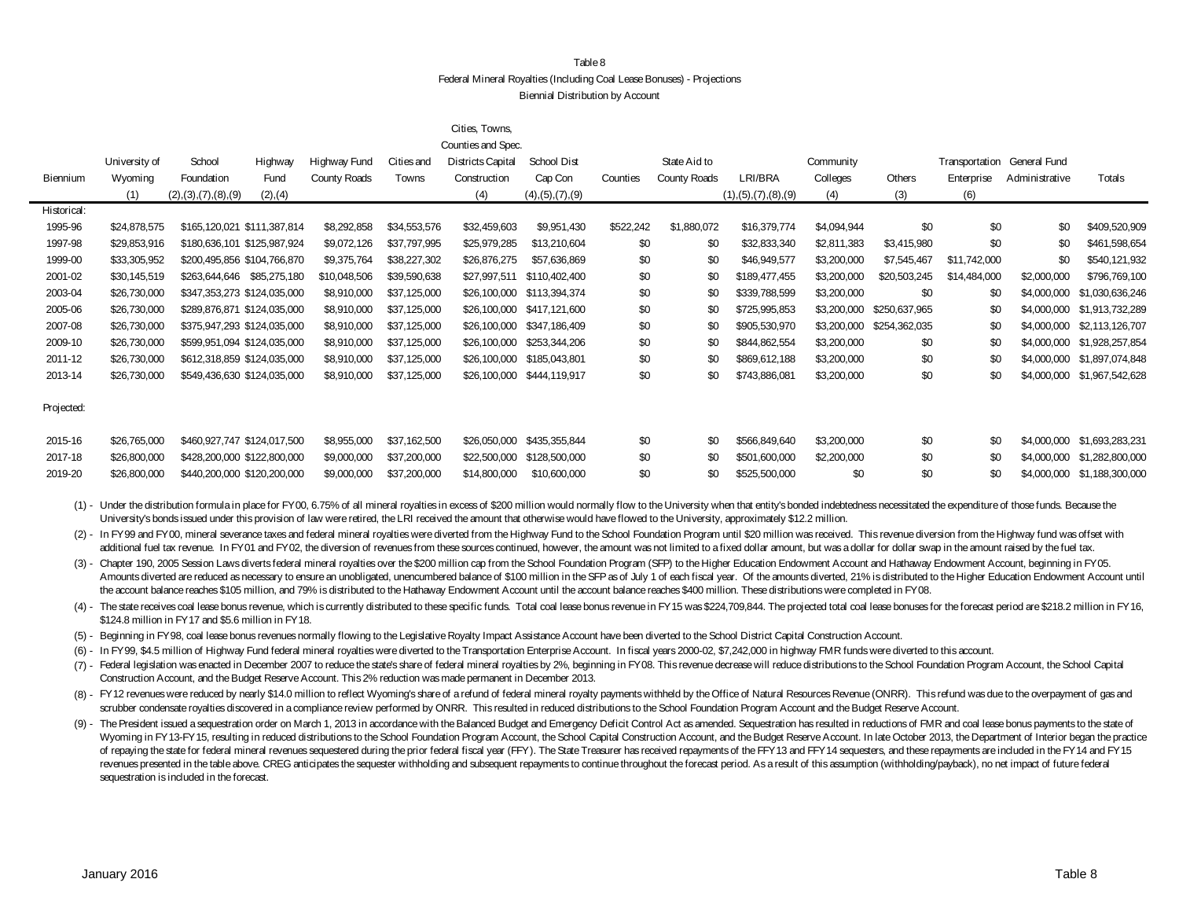Table 8

Federal Mineral Royalties (Including Coal Lease Bonuses) - Projections

Biennial Distribution by Account

| Biennium | University of Wyoming (1) | School Foundation (2),(3),(7),(8),(9) | Highway Fund (2),(4) | Highway Fund County Roads | Cities and Towns | Cities, Towns, Counties and Spec. Districts Capital Construction (4) | School Dist Cap Con (4),(5),(7),(9) | Counties | State Aid to County Roads | LRI/BRA (1),(5),(7),(8),(9) | Community Colleges (4) | Others (3) | Transportation Enterprise (6) | General Fund Administrative | Totals |
|---|---|---|---|---|---|---|---|---|---|---|---|---|---|---|---|
| Historical: | | | | | | | | | | | | | | | |
| 1995-96 | $24,878,575 | $165,120,021 | $111,387,814 | $8,292,858 | $34,553,576 | $32,459,603 | $9,951,430 | $522,242 | $1,880,072 | $16,379,774 | $4,094,944 | $0 | $0 | $0 | $409,520,909 |
| 1997-98 | $29,853,916 | $180,636,101 | $125,987,924 | $9,072,126 | $37,797,995 | $25,979,285 | $13,210,604 | $0 | $0 | $32,833,340 | $2,811,383 | $3,415,980 | $0 | $0 | $461,598,654 |
| 1999-00 | $33,305,952 | $200,495,856 | $104,766,870 | $9,375,764 | $38,227,302 | $26,876,275 | $57,636,869 | $0 | $0 | $46,949,577 | $3,200,000 | $7,545,467 | $11,742,000 | $0 | $540,121,932 |
| 2001-02 | $30,145,519 | $263,644,646 | $85,275,180 | $10,048,506 | $39,590,638 | $27,997,511 | $110,402,400 | $0 | $0 | $189,477,455 | $3,200,000 | $20,503,245 | $14,484,000 | $2,000,000 | $796,769,100 |
| 2003-04 | $26,730,000 | $347,353,273 | $124,035,000 | $8,910,000 | $37,125,000 | $26,100,000 | $113,394,374 | $0 | $0 | $339,788,599 | $3,200,000 | $0 | $0 | $4,000,000 | $1,030,636,246 |
| 2005-06 | $26,730,000 | $289,876,871 | $124,035,000 | $8,910,000 | $37,125,000 | $26,100,000 | $417,121,600 | $0 | $0 | $725,995,853 | $3,200,000 | $250,637,965 | $0 | $4,000,000 | $1,913,732,289 |
| 2007-08 | $26,730,000 | $375,947,293 | $124,035,000 | $8,910,000 | $37,125,000 | $26,100,000 | $347,186,409 | $0 | $0 | $905,530,970 | $3,200,000 | $254,362,035 | $0 | $4,000,000 | $2,113,126,707 |
| 2009-10 | $26,730,000 | $599,951,094 | $124,035,000 | $8,910,000 | $37,125,000 | $26,100,000 | $253,344,206 | $0 | $0 | $844,862,554 | $3,200,000 | $0 | $0 | $4,000,000 | $1,928,257,854 |
| 2011-12 | $26,730,000 | $612,318,859 | $124,035,000 | $8,910,000 | $37,125,000 | $26,100,000 | $185,043,801 | $0 | $0 | $869,612,188 | $3,200,000 | $0 | $0 | $4,000,000 | $1,897,074,848 |
| 2013-14 | $26,730,000 | $549,436,630 | $124,035,000 | $8,910,000 | $37,125,000 | $26,100,000 | $444,119,917 | $0 | $0 | $743,886,081 | $3,200,000 | $0 | $0 | $4,000,000 | $1,967,542,628 |
| Projected: | | | | | | | | | | | | | | | |
| 2015-16 | $26,765,000 | $460,927,747 | $124,017,500 | $8,955,000 | $37,162,500 | $26,050,000 | $435,355,844 | $0 | $0 | $566,849,640 | $3,200,000 | $0 | $0 | $4,000,000 | $1,693,283,231 |
| 2017-18 | $26,800,000 | $428,200,000 | $122,800,000 | $9,000,000 | $37,200,000 | $22,500,000 | $128,500,000 | $0 | $0 | $501,600,000 | $2,200,000 | $0 | $0 | $4,000,000 | $1,282,800,000 |
| 2019-20 | $26,800,000 | $440,200,000 | $120,200,000 | $9,000,000 | $37,200,000 | $14,800,000 | $10,600,000 | $0 | $0 | $525,500,000 | $0 | $0 | $0 | $4,000,000 | $1,188,300,000 |

(1) - Under the distribution formula in place for FY00, 6.75% of all mineral royalties in excess of $200 million would normally flow to the University when that entity's bonded indebtedness necessitated the expenditure of those funds. Because the University's bonds issued under this provision of law were retired, the LRI received the amount that otherwise would have flowed to the University, approximately $12.2 million.

(2) - In FY99 and FY00, mineral severance taxes and federal mineral royalties were diverted from the Highway Fund to the School Foundation Program until $20 million was received. This revenue diversion from the Highway fund was offset with additional fuel tax revenue. In FY01 and FY02, the diversion of revenues from these sources continued, however, the amount was not limited to a fixed dollar amount, but was a dollar for dollar swap in the amount raised by the fuel tax.

(3) - Chapter 190, 2005 Session Laws diverts federal mineral royalties over the $200 million cap from the School Foundation Program (SFP) to the Higher Education Endowment Account and Hathaway Endowment Account, beginning in FY05. Amounts diverted are reduced as necessary to ensure an unobligated, unencumbered balance of $100 million in the SFP as of July 1 of each fiscal year. Of the amounts diverted, 21% is distributed to the Higher Education Endowment Account until the account balance reaches $105 million, and 79% is distributed to the Hathaway Endowment Account until the account balance reaches $400 million. These distributions were completed in FY08.

(4) - The state receives coal lease bonus revenue, which is currently distributed to these specific funds. Total coal lease bonus revenue in FY15 was $224,709,844. The projected total coal lease bonuses for the forecast period are $218.2 million in FY16, $124.8 million in FY17 and $5.6 million in FY18.

(5) - Beginning in FY98, coal lease bonus revenues normally flowing to the Legislative Royalty Impact Assistance Account have been diverted to the School District Capital Construction Account.

(6) - In FY99, $4.5 million of Highway Fund federal mineral royalties were diverted to the Transportation Enterprise Account. In fiscal years 2000-02, $7,242,000 in highway FMR funds were diverted to this account.

(7) - Federal legislation was enacted in December 2007 to reduce the state's share of federal mineral royalties by 2%, beginning in FY08. This revenue decrease will reduce distributions to the School Foundation Program Account, the School Capital Construction Account, and the Budget Reserve Account. This 2% reduction was made permanent in December 2013.

(8) - FY12 revenues were reduced by nearly $14.0 million to reflect Wyoming's share of a refund of federal mineral royalty payments withheld by the Office of Natural Resources Revenue (ONRR). This refund was due to the overpayment of gas and scrubber condensate royalties discovered in a compliance review performed by ONRR. This resulted in reduced distributions to the School Foundation Program Account and the Budget Reserve Account.

(9) - The President issued a sequestration order on March 1, 2013 in accordance with the Balanced Budget and Emergency Deficit Control Act as amended. Sequestration has resulted in reductions of FMR and coal lease bonus payments to the state of Wyoming in FY13-FY15, resulting in reduced distributions to the School Foundation Program Account, the School Capital Construction Account, and the Budget Reserve Account. In late October 2013, the Department of Interior began the practice of repaying the state for federal mineral revenues sequestered during the prior federal fiscal year (FFY). The State Treasurer has received repayments of the FFY13 and FFY14 sequesters, and these repayments are included in the FY14 and FY15 revenues presented in the table above. CREG anticipates the sequester withholding and subsequent repayments to continue throughout the forecast period. As a result of this assumption (withholding/payback), no net impact of future federal sequestration is included in the forecast.

January 2016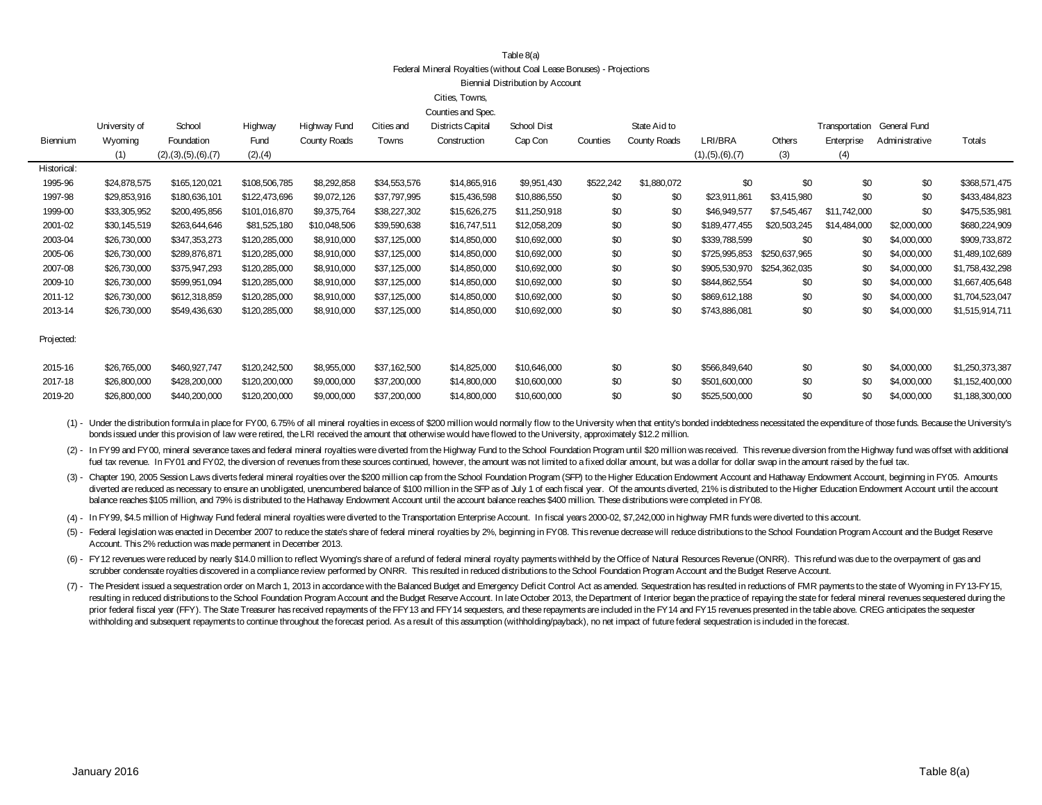Table 8(a)

Federal Mineral Royalties (without Coal Lease Bonuses) - Projections

Biennial Distribution by Account

| Biennium | University of Wyoming (1) | School Foundation (2),(3),(5),(6),(7) | Highway Fund (2),(4) | Highway Fund County Roads | Cities and Towns | Cities, Towns, Counties and Spec. Districts Capital Construction | School Dist Cap Con | Counties | State Aid to County Roads | LRI/BRA (1),(5),(6),(7) | Others (3) | Transportation Enterprise (4) | General Fund Administrative | Totals |
|---|---|---|---|---|---|---|---|---|---|---|---|---|---|---|
| Historical: | | | | | | | | | | | | | | |
| 1995-96 | $24,878,575 | $165,120,021 | $108,506,785 | $8,292,858 | $34,553,576 | $14,865,916 | $9,951,430 | $522,242 | $1,880,072 | $0 | $0 | $0 | $0 | $368,571,475 |
| 1997-98 | $29,853,916 | $180,636,101 | $122,473,696 | $9,072,126 | $37,797,995 | $15,436,598 | $10,886,550 | $0 | $0 | $23,911,861 | $3,415,980 | $0 | $0 | $433,484,823 |
| 1999-00 | $33,305,952 | $200,495,856 | $101,016,870 | $9,375,764 | $38,227,302 | $15,626,275 | $11,250,918 | $0 | $0 | $46,949,577 | $7,545,467 | $11,742,000 | $0 | $475,535,981 |
| 2001-02 | $30,145,519 | $263,644,646 | $81,525,180 | $10,048,506 | $39,590,638 | $16,747,511 | $12,058,209 | $0 | $0 | $189,477,455 | $20,503,245 | $14,484,000 | $2,000,000 | $680,224,909 |
| 2003-04 | $26,730,000 | $347,353,273 | $120,285,000 | $8,910,000 | $37,125,000 | $14,850,000 | $10,692,000 | $0 | $0 | $339,788,599 | $0 | $0 | $4,000,000 | $909,733,872 |
| 2005-06 | $26,730,000 | $289,876,871 | $120,285,000 | $8,910,000 | $37,125,000 | $14,850,000 | $10,692,000 | $0 | $0 | $725,995,853 | $250,637,965 | $0 | $4,000,000 | $1,489,102,689 |
| 2007-08 | $26,730,000 | $375,947,293 | $120,285,000 | $8,910,000 | $37,125,000 | $14,850,000 | $10,692,000 | $0 | $0 | $905,530,970 | $254,362,035 | $0 | $4,000,000 | $1,758,432,298 |
| 2009-10 | $26,730,000 | $599,951,094 | $120,285,000 | $8,910,000 | $37,125,000 | $14,850,000 | $10,692,000 | $0 | $0 | $844,862,554 | $0 | $0 | $4,000,000 | $1,667,405,648 |
| 2011-12 | $26,730,000 | $612,318,859 | $120,285,000 | $8,910,000 | $37,125,000 | $14,850,000 | $10,692,000 | $0 | $0 | $869,612,188 | $0 | $0 | $4,000,000 | $1,704,523,047 |
| 2013-14 | $26,730,000 | $549,436,630 | $120,285,000 | $8,910,000 | $37,125,000 | $14,850,000 | $10,692,000 | $0 | $0 | $743,886,081 | $0 | $0 | $4,000,000 | $1,515,914,711 |
| Projected: | | | | | | | | | | | | | | |
| 2015-16 | $26,765,000 | $460,927,747 | $120,242,500 | $8,955,000 | $37,162,500 | $14,825,000 | $10,646,000 | $0 | $0 | $566,849,640 | $0 | $0 | $4,000,000 | $1,250,373,387 |
| 2017-18 | $26,800,000 | $428,200,000 | $120,200,000 | $9,000,000 | $37,200,000 | $14,800,000 | $10,600,000 | $0 | $0 | $501,600,000 | $0 | $0 | $4,000,000 | $1,152,400,000 |
| 2019-20 | $26,800,000 | $440,200,000 | $120,200,000 | $9,000,000 | $37,200,000 | $14,800,000 | $10,600,000 | $0 | $0 | $525,500,000 | $0 | $0 | $4,000,000 | $1,188,300,000 |

(1) - Under the distribution formula in place for FY00, 6.75% of all mineral royalties in excess of $200 million would normally flow to the University when that entity's bonded indebtedness necessitated the expenditure of those funds. Because the University's bonds issued under this provision of law were retired, the LRI received the amount that otherwise would have flowed to the University, approximately $12.2 million.

(2) - In FY99 and FY00, mineral severance taxes and federal mineral royalties were diverted from the Highway Fund to the School Foundation Program until $20 million was received. This revenue diversion from the Highway fund was offset with additional fuel tax revenue. In FY01 and FY02, the diversion of revenues from these sources continued, however, the amount was not limited to a fixed dollar amount, but was a dollar for dollar swap in the amount raised by the fuel tax.

(3) - Chapter 190, 2005 Session Laws diverts federal mineral royalties over the $200 million cap from the School Foundation Program (SFP) to the Higher Education Endowment Account and Hathaway Endowment Account, beginning in FY05. Amounts diverted are reduced as necessary to ensure an unobligated, unencumbered balance of $100 million in the SFP as of July 1 of each fiscal year. Of the amounts diverted, 21% is distributed to the Higher Education Endowment Account until the account balance reaches $105 million, and 79% is distributed to the Hathaway Endowment Account until the account balance reaches $400 million. These distributions were completed in FY08.

(4) - In FY99, $4.5 million of Highway Fund federal mineral royalties were diverted to the Transportation Enterprise Account. In fiscal years 2000-02, $7,242,000 in highway FMR funds were diverted to this account.

(5) - Federal legislation was enacted in December 2007 to reduce the state's share of federal mineral royalties by 2%, beginning in FY08. This revenue decrease will reduce distributions to the School Foundation Program Account and the Budget Reserve Account. This 2% reduction was made permanent in December 2013.

(6) - FY12 revenues were reduced by nearly $14.0 million to reflect Wyoming's share of a refund of federal mineral royalty payments withheld by the Office of Natural Resources Revenue (ONRR). This refund was due to the overpayment of gas and scrubber condensate royalties discovered in a compliance review performed by ONRR. This resulted in reduced distributions to the School Foundation Program Account and the Budget Reserve Account.

(7) - The President issued a sequestration order on March 1, 2013 in accordance with the Balanced Budget and Emergency Deficit Control Act as amended. Sequestration has resulted in reductions of FMR payments to the state of Wyoming in FY13-FY15, resulting in reduced distributions to the School Foundation Program Account and the Budget Reserve Account. In late October 2013, the Department of Interior began the practice of repaying the state for federal mineral revenues sequestered during the prior federal fiscal year (FFY). The State Treasurer has received repayments of the FFY13 and FFY14 sequesters, and these repayments are included in the FY14 and FY15 revenues presented in the table above. CREG anticipates the sequester withholding and subsequent repayments to continue throughout the forecast period. As a result of this assumption (withholding/payback), no net impact of future federal sequestration is included in the forecast.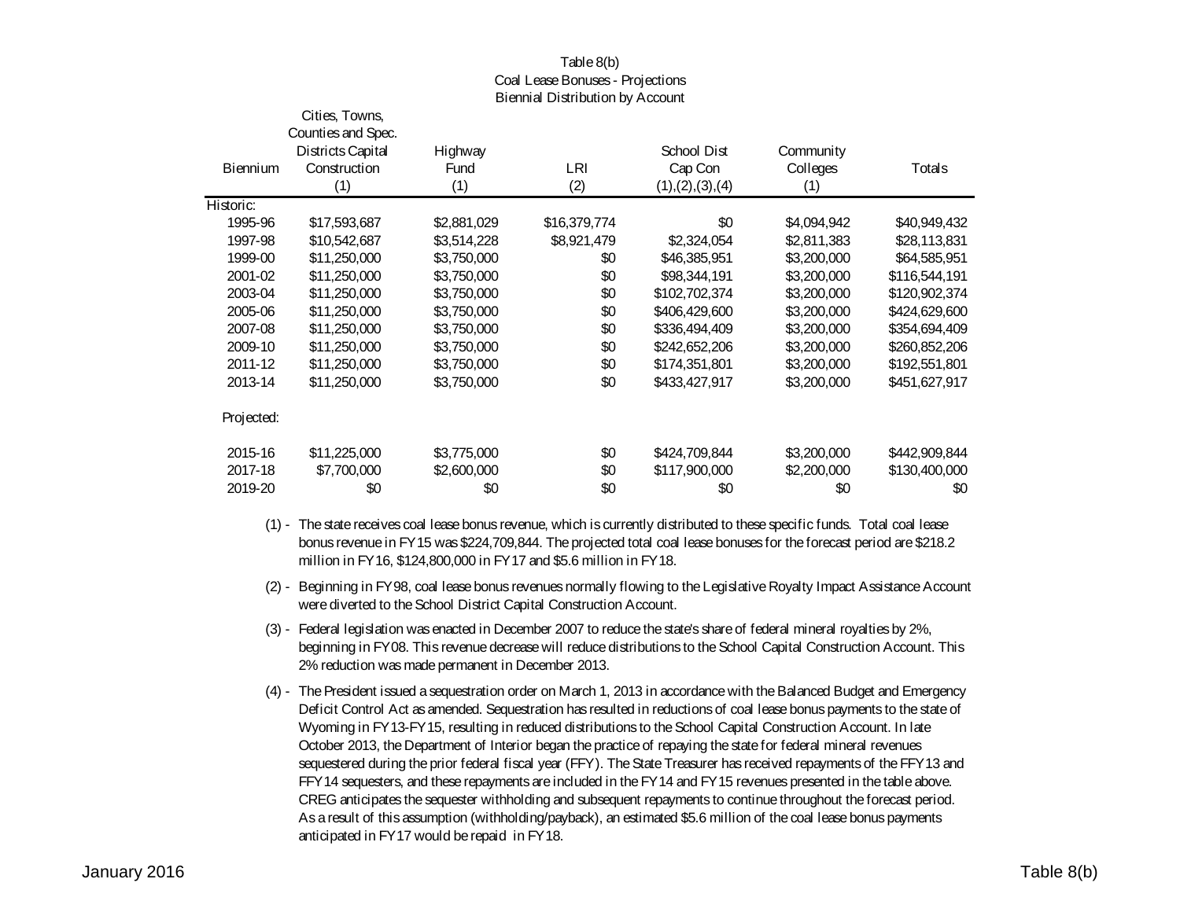Table 8(b)
Coal Lease Bonuses - Projections
Biennial Distribution by Account

| Biennium | Cities, Towns, Counties and Spec. Districts Capital Construction (1) | Highway Fund (1) | LRI (2) | School Dist Cap Con (1),(2),(3),(4) | Community Colleges (1) | Totals |
|---|---|---|---|---|---|---|
| Historic: | | | | | | |
| 1995-96 | $17,593,687 | $2,881,029 | $16,379,774 | $0 | $4,094,942 | $40,949,432 |
| 1997-98 | $10,542,687 | $3,514,228 | $8,921,479 | $2,324,054 | $2,811,383 | $28,113,831 |
| 1999-00 | $11,250,000 | $3,750,000 | $0 | $46,385,951 | $3,200,000 | $64,585,951 |
| 2001-02 | $11,250,000 | $3,750,000 | $0 | $98,344,191 | $3,200,000 | $116,544,191 |
| 2003-04 | $11,250,000 | $3,750,000 | $0 | $102,702,374 | $3,200,000 | $120,902,374 |
| 2005-06 | $11,250,000 | $3,750,000 | $0 | $406,429,600 | $3,200,000 | $424,629,600 |
| 2007-08 | $11,250,000 | $3,750,000 | $0 | $336,494,409 | $3,200,000 | $354,694,409 |
| 2009-10 | $11,250,000 | $3,750,000 | $0 | $242,652,206 | $3,200,000 | $260,852,206 |
| 2011-12 | $11,250,000 | $3,750,000 | $0 | $174,351,801 | $3,200,000 | $192,551,801 |
| 2013-14 | $11,250,000 | $3,750,000 | $0 | $433,427,917 | $3,200,000 | $451,627,917 |
| Projected: | | | | | | |
| 2015-16 | $11,225,000 | $3,775,000 | $0 | $424,709,844 | $3,200,000 | $442,909,844 |
| 2017-18 | $7,700,000 | $2,600,000 | $0 | $117,900,000 | $2,200,000 | $130,400,000 |
| 2019-20 | $0 | $0 | $0 | $0 | $0 | $0 |

(1) - The state receives coal lease bonus revenue, which is currently distributed to these specific funds. Total coal lease bonus revenue in FY15 was $224,709,844. The projected total coal lease bonuses for the forecast period are $218.2 million in FY16, $124,800,000 in FY17 and $5.6 million in FY18.

(2) - Beginning in FY98, coal lease bonus revenues normally flowing to the Legislative Royalty Impact Assistance Account were diverted to the School District Capital Construction Account.

(3) - Federal legislation was enacted in December 2007 to reduce the state's share of federal mineral royalties by 2%, beginning in FY08. This revenue decrease will reduce distributions to the School Capital Construction Account. This 2% reduction was made permanent in December 2013.

(4) - The President issued a sequestration order on March 1, 2013 in accordance with the Balanced Budget and Emergency Deficit Control Act as amended. Sequestration has resulted in reductions of coal lease bonus payments to the state of Wyoming in FY13-FY15, resulting in reduced distributions to the School Capital Construction Account. In late October 2013, the Department of Interior began the practice of repaying the state for federal mineral revenues sequestered during the prior federal fiscal year (FFY). The State Treasurer has received repayments of the FFY13 and FFY14 sequesters, and these repayments are included in the FY14 and FY15 revenues presented in the table above. CREG anticipates the sequester withholding and subsequent repayments to continue throughout the forecast period. As a result of this assumption (withholding/payback), an estimated $5.6 million of the coal lease bonus payments anticipated in FY17 would be repaid in FY18.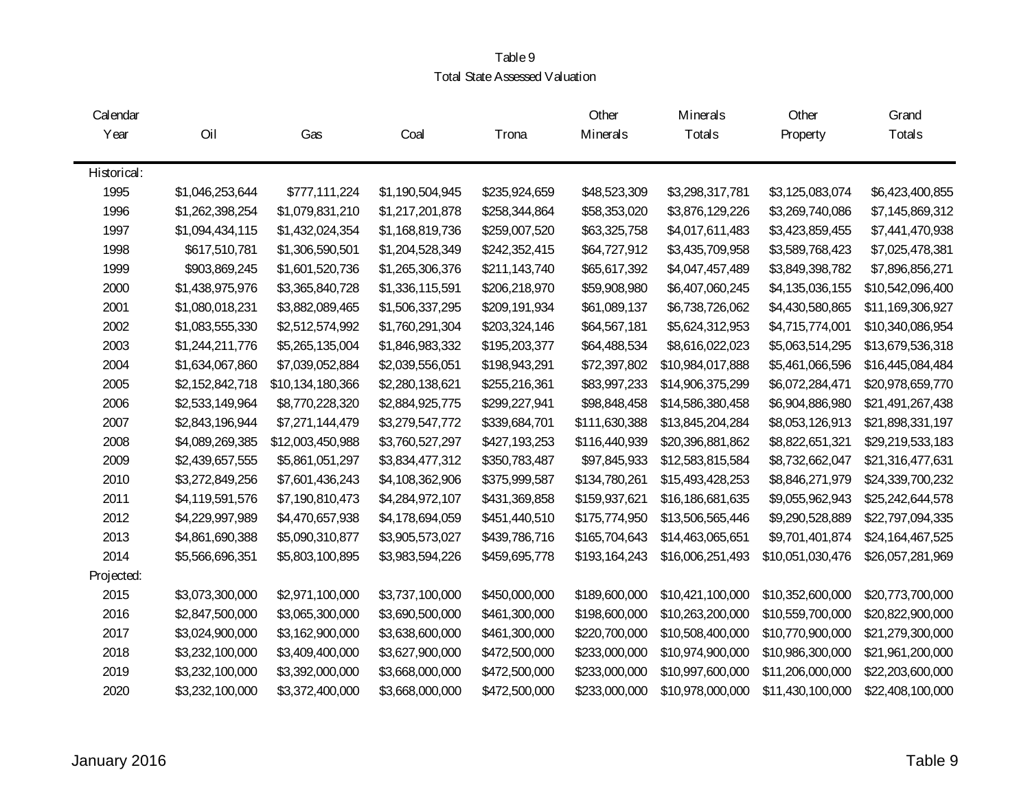Table 9
Total State Assessed Valuation

| Calendar Year | Oil | Gas | Coal | Trona | Other Minerals | Minerals Totals | Other Property | Grand Totals |
|---|---|---|---|---|---|---|---|---|
| Historical: | | | | | | | | |
| 1995 | $1,046,253,644 | $777,111,224 | $1,190,504,945 | $235,924,659 | $48,523,309 | $3,298,317,781 | $3,125,083,074 | $6,423,400,855 |
| 1996 | $1,262,398,254 | $1,079,831,210 | $1,217,201,878 | $258,344,864 | $58,353,020 | $3,876,129,226 | $3,269,740,086 | $7,145,869,312 |
| 1997 | $1,094,434,115 | $1,432,024,354 | $1,168,819,736 | $259,007,520 | $63,325,758 | $4,017,611,483 | $3,423,859,455 | $7,441,470,938 |
| 1998 | $617,510,781 | $1,306,590,501 | $1,204,528,349 | $242,352,415 | $64,727,912 | $3,435,709,958 | $3,589,768,423 | $7,025,478,381 |
| 1999 | $903,869,245 | $1,601,520,736 | $1,265,306,376 | $211,143,740 | $65,617,392 | $4,047,457,489 | $3,849,398,782 | $7,896,856,271 |
| 2000 | $1,438,975,976 | $3,365,840,728 | $1,336,115,591 | $206,218,970 | $59,908,980 | $6,407,060,245 | $4,135,036,155 | $10,542,096,400 |
| 2001 | $1,080,018,231 | $3,882,089,465 | $1,506,337,295 | $209,191,934 | $61,089,137 | $6,738,726,062 | $4,430,580,865 | $11,169,306,927 |
| 2002 | $1,083,555,330 | $2,512,574,992 | $1,760,291,304 | $203,324,146 | $64,567,181 | $5,624,312,953 | $4,715,774,001 | $10,340,086,954 |
| 2003 | $1,244,211,776 | $5,265,135,004 | $1,846,983,332 | $195,203,377 | $64,488,534 | $8,616,022,023 | $5,063,514,295 | $13,679,536,318 |
| 2004 | $1,634,067,860 | $7,039,052,884 | $2,039,556,051 | $198,943,291 | $72,397,802 | $10,984,017,888 | $5,461,066,596 | $16,445,084,484 |
| 2005 | $2,152,842,718 | $10,134,180,366 | $2,280,138,621 | $255,216,361 | $83,997,233 | $14,906,375,299 | $6,072,284,471 | $20,978,659,770 |
| 2006 | $2,533,149,964 | $8,770,228,320 | $2,884,925,775 | $299,227,941 | $98,848,458 | $14,586,380,458 | $6,904,886,980 | $21,491,267,438 |
| 2007 | $2,843,196,944 | $7,271,144,479 | $3,279,547,772 | $339,684,701 | $111,630,388 | $13,845,204,284 | $8,053,126,913 | $21,898,331,197 |
| 2008 | $4,089,269,385 | $12,003,450,988 | $3,760,527,297 | $427,193,253 | $116,440,939 | $20,396,881,862 | $8,822,651,321 | $29,219,533,183 |
| 2009 | $2,439,657,555 | $5,861,051,297 | $3,834,477,312 | $350,783,487 | $97,845,933 | $12,583,815,584 | $8,732,662,047 | $21,316,477,631 |
| 2010 | $3,272,849,256 | $7,601,436,243 | $4,108,362,906 | $375,999,587 | $134,780,261 | $15,493,428,253 | $8,846,271,979 | $24,339,700,232 |
| 2011 | $4,119,591,576 | $7,190,810,473 | $4,284,972,107 | $431,369,858 | $159,937,621 | $16,186,681,635 | $9,055,962,943 | $25,242,644,578 |
| 2012 | $4,229,997,989 | $4,470,657,938 | $4,178,694,059 | $451,440,510 | $175,774,950 | $13,506,565,446 | $9,290,528,889 | $22,797,094,335 |
| 2013 | $4,861,690,388 | $5,090,310,877 | $3,905,573,027 | $439,786,716 | $165,704,643 | $14,463,065,651 | $9,701,401,874 | $24,164,467,525 |
| 2014 | $5,566,696,351 | $5,803,100,895 | $3,983,594,226 | $459,695,778 | $193,164,243 | $16,006,251,493 | $10,051,030,476 | $26,057,281,969 |
| Projected: | | | | | | | | |
| 2015 | $3,073,300,000 | $2,971,100,000 | $3,737,100,000 | $450,000,000 | $189,600,000 | $10,421,100,000 | $10,352,600,000 | $20,773,700,000 |
| 2016 | $2,847,500,000 | $3,065,300,000 | $3,690,500,000 | $461,300,000 | $198,600,000 | $10,263,200,000 | $10,559,700,000 | $20,822,900,000 |
| 2017 | $3,024,900,000 | $3,162,900,000 | $3,638,600,000 | $461,300,000 | $220,700,000 | $10,508,400,000 | $10,770,900,000 | $21,279,300,000 |
| 2018 | $3,232,100,000 | $3,409,400,000 | $3,627,900,000 | $472,500,000 | $233,000,000 | $10,974,900,000 | $10,986,300,000 | $21,961,200,000 |
| 2019 | $3,232,100,000 | $3,392,000,000 | $3,668,000,000 | $472,500,000 | $233,000,000 | $10,997,600,000 | $11,206,000,000 | $22,203,600,000 |
| 2020 | $3,232,100,000 | $3,372,400,000 | $3,668,000,000 | $472,500,000 | $233,000,000 | $10,978,000,000 | $11,430,100,000 | $22,408,100,000 |